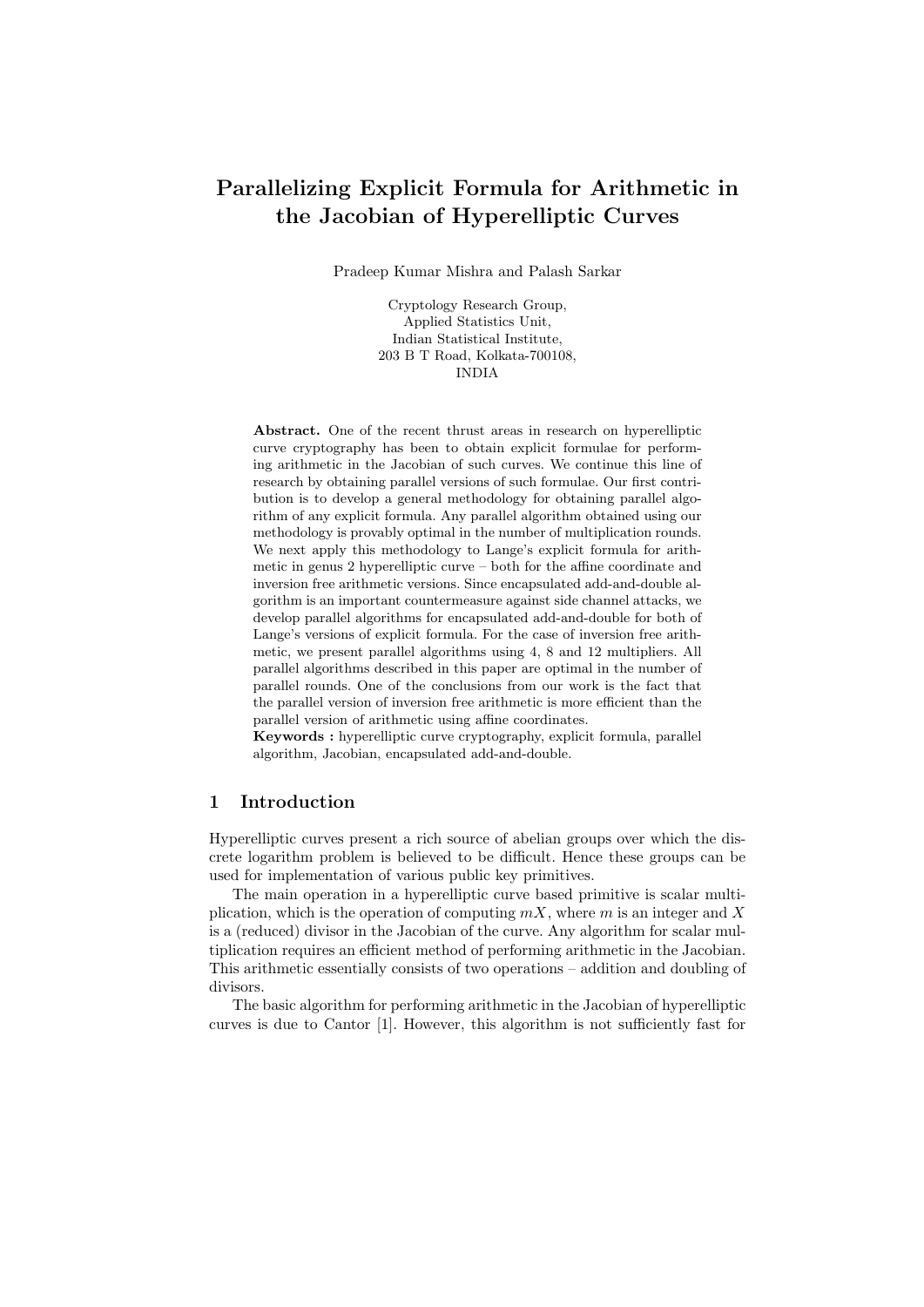# Parallelizing Explicit Formula for Arithmetic in the Jacobian of Hyperelliptic Curves

Pradeep Kumar Mishra and Palash Sarkar

Cryptology Research Group,
Applied Statistics Unit,
Indian Statistical Institute,
203 B T Road, Kolkata-700108,
INDIA

**Abstract.** One of the recent thrust areas in research on hyperelliptic curve cryptography has been to obtain explicit formulae for performing arithmetic in the Jacobian of such curves. We continue this line of research by obtaining parallel versions of such formulae. Our first contribution is to develop a general methodology for obtaining parallel algorithm of any explicit formula. Any parallel algorithm obtained using our methodology is provably optimal in the number of multiplication rounds. We next apply this methodology to Lange's explicit formula for arithmetic in genus 2 hyperelliptic curve – both for the affine coordinate and inversion free arithmetic versions. Since encapsulated add-and-double algorithm is an important countermeasure against side channel attacks, we develop parallel algorithms for encapsulated add-and-double for both of Lange's versions of explicit formula. For the case of inversion free arithmetic, we present parallel algorithms using 4, 8 and 12 multipliers. All parallel algorithms described in this paper are optimal in the number of parallel rounds. One of the conclusions from our work is the fact that the parallel version of inversion free arithmetic is more efficient than the parallel version of arithmetic using affine coordinates.

**Keywords :** hyperelliptic curve cryptography, explicit formula, parallel algorithm, Jacobian, encapsulated add-and-double.

## 1 Introduction

Hyperelliptic curves present a rich source of abelian groups over which the discrete logarithm problem is believed to be difficult. Hence these groups can be used for implementation of various public key primitives.

The main operation in a hyperelliptic curve based primitive is scalar multiplication, which is the operation of computing $mX$, where $m$ is an integer and $X$ is a (reduced) divisor in the Jacobian of the curve. Any algorithm for scalar multiplication requires an efficient method of performing arithmetic in the Jacobian. This arithmetic essentially consists of two operations – addition and doubling of divisors.

The basic algorithm for performing arithmetic in the Jacobian of hyperelliptic curves is due to Cantor [1]. However, this algorithm is not sufficiently fast for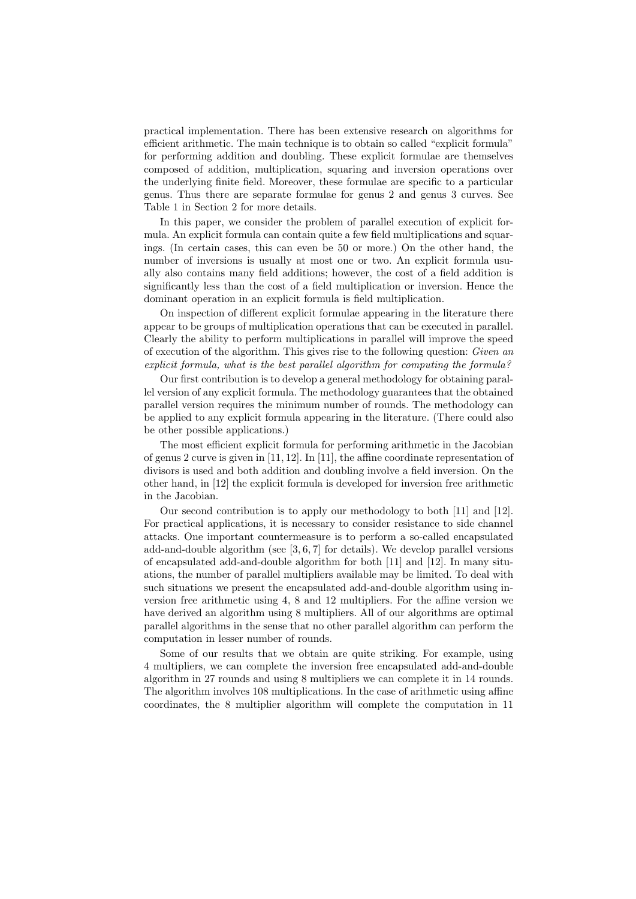practical implementation. There has been extensive research on algorithms for efficient arithmetic. The main technique is to obtain so called "explicit formula" for performing addition and doubling. These explicit formulae are themselves composed of addition, multiplication, squaring and inversion operations over the underlying finite field. Moreover, these formulae are specific to a particular genus. Thus there are separate formulae for genus 2 and genus 3 curves. See Table 1 in Section 2 for more details.

In this paper, we consider the problem of parallel execution of explicit formula. An explicit formula can contain quite a few field multiplications and squarings. (In certain cases, this can even be 50 or more.) On the other hand, the number of inversions is usually at most one or two. An explicit formula usually also contains many field additions; however, the cost of a field addition is significantly less than the cost of a field multiplication or inversion. Hence the dominant operation in an explicit formula is field multiplication.

On inspection of different explicit formulae appearing in the literature there appear to be groups of multiplication operations that can be executed in parallel. Clearly the ability to perform multiplications in parallel will improve the speed of execution of the algorithm. This gives rise to the following question: *Given an explicit formula, what is the best parallel algorithm for computing the formula?*

Our first contribution is to develop a general methodology for obtaining parallel version of any explicit formula. The methodology guarantees that the obtained parallel version requires the minimum number of rounds. The methodology can be applied to any explicit formula appearing in the literature. (There could also be other possible applications.)

The most efficient explicit formula for performing arithmetic in the Jacobian of genus 2 curve is given in [11, 12]. In [11], the affine coordinate representation of divisors is used and both addition and doubling involve a field inversion. On the other hand, in [12] the explicit formula is developed for inversion free arithmetic in the Jacobian.

Our second contribution is to apply our methodology to both [11] and [12]. For practical applications, it is necessary to consider resistance to side channel attacks. One important countermeasure is to perform a so-called encapsulated add-and-double algorithm (see [3, 6, 7] for details). We develop parallel versions of encapsulated add-and-double algorithm for both [11] and [12]. In many situations, the number of parallel multipliers available may be limited. To deal with such situations we present the encapsulated add-and-double algorithm using inversion free arithmetic using 4, 8 and 12 multipliers. For the affine version we have derived an algorithm using 8 multipliers. All of our algorithms are optimal parallel algorithms in the sense that no other parallel algorithm can perform the computation in lesser number of rounds.

Some of our results that we obtain are quite striking. For example, using 4 multipliers, we can complete the inversion free encapsulated add-and-double algorithm in 27 rounds and using 8 multipliers we can complete it in 14 rounds. The algorithm involves 108 multiplications. In the case of arithmetic using affine coordinates, the 8 multiplier algorithm will complete the computation in 11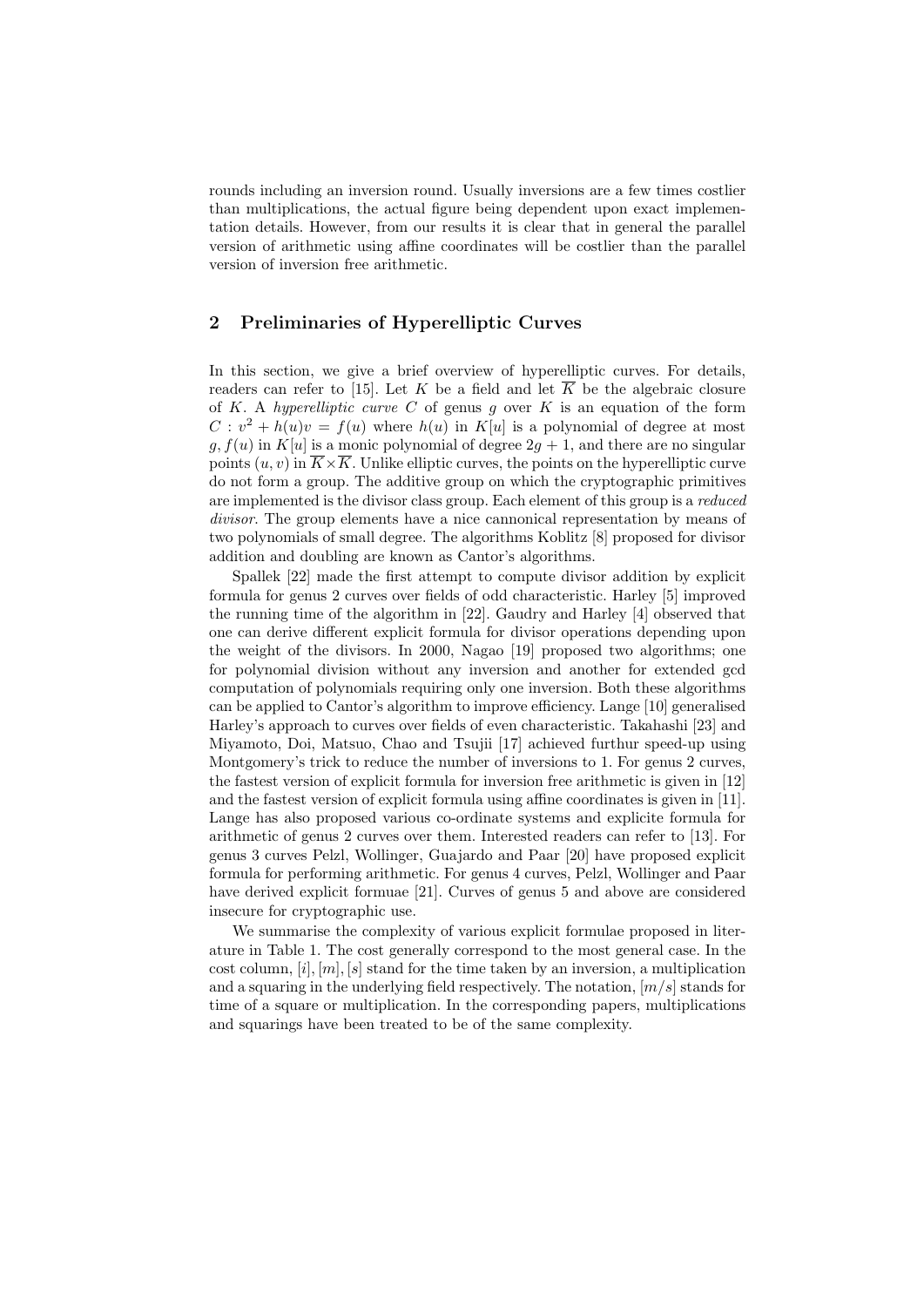rounds including an inversion round. Usually inversions are a few times costlier than multiplications, the actual figure being dependent upon exact implementation details. However, from our results it is clear that in general the parallel version of arithmetic using affine coordinates will be costlier than the parallel version of inversion free arithmetic.

## 2 Preliminaries of Hyperelliptic Curves

In this section, we give a brief overview of hyperelliptic curves. For details, readers can refer to [15]. Let $K$ be a field and let $\overline{K}$ be the algebraic closure of $K$. A *hyperelliptic curve* $C$ of genus $g$ over $K$ is an equation of the form $C : v^2 + h(u)v = f(u)$ where $h(u)$ in $K[u]$ is a polynomial of degree at most $g$, $f(u)$ in $K[u]$ is a monic polynomial of degree $2g + 1$, and there are no singular points $(u, v)$ in $\overline{K} \times \overline{K}$. Unlike elliptic curves, the points on the hyperelliptic curve do not form a group. The additive group on which the cryptographic primitives are implemented is the divisor class group. Each element of this group is a *reduced divisor*. The group elements have a nice cannonical representation by means of two polynomials of small degree. The algorithms Koblitz [8] proposed for divisor addition and doubling are known as Cantor's algorithms.

Spallek [22] made the first attempt to compute divisor addition by explicit formula for genus 2 curves over fields of odd characteristic. Harley [5] improved the running time of the algorithm in [22]. Gaudry and Harley [4] observed that one can derive different explicit formula for divisor operations depending upon the weight of the divisors. In 2000, Nagao [19] proposed two algorithms; one for polynomial division without any inversion and another for extended gcd computation of polynomials requiring only one inversion. Both these algorithms can be applied to Cantor's algorithm to improve efficiency. Lange [10] generalised Harley's approach to curves over fields of even characteristic. Takahashi [23] and Miyamoto, Doi, Matsuo, Chao and Tsujii [17] achieved furthur speed-up using Montgomery's trick to reduce the number of inversions to 1. For genus 2 curves, the fastest version of explicit formula for inversion free arithmetic is given in [12] and the fastest version of explicit formula using affine coordinates is given in [11]. Lange has also proposed various co-ordinate systems and explicite formula for arithmetic of genus 2 curves over them. Interested readers can refer to [13]. For genus 3 curves Pelzl, Wollinger, Guajardo and Paar [20] have proposed explicit formula for performing arithmetic. For genus 4 curves, Pelzl, Wollinger and Paar have derived explicit formuae [21]. Curves of genus 5 and above are considered insecure for cryptographic use.

We summarise the complexity of various explicit formulae proposed in literature in Table 1. The cost generally correspond to the most general case. In the cost column, $[i]$, $[m]$, $[s]$ stand for the time taken by an inversion, a multiplication and a squaring in the underlying field respectively. The notation, $[m/s]$ stands for time of a square or multiplication. In the corresponding papers, multiplications and squarings have been treated to be of the same complexity.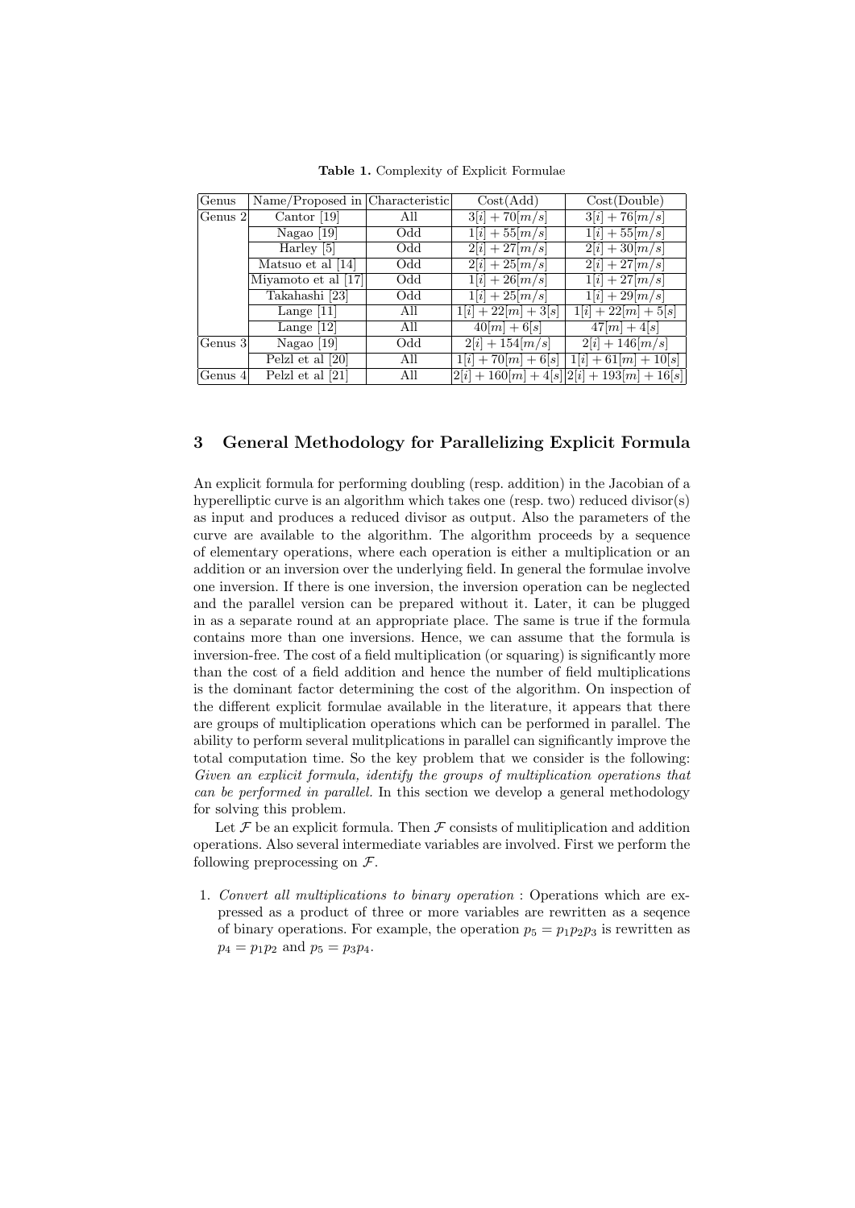**Table 1.** Complexity of Explicit Formulae

| Genus | Name/Proposed in | Characteristic | Cost(Add) | Cost(Double) |
|---|---|---|---|---|
| Genus 2 | Cantor [19] | All | $3[i] + 70[m/s]$ | $3[i] + 76[m/s]$ |
| | Nagao [19] | Odd | $1[i] + 55[m/s]$ | $1[i] + 55[m/s]$ |
| | Harley [5] | Odd | $2[i] + 27[m/s]$ | $2[i] + 30[m/s]$ |
| | Matsuo et al [14] | Odd | $2[i] + 25[m/s]$ | $2[i] + 27[m/s]$ |
| | Miyamoto et al [17] | Odd | $1[i] + 26[m/s]$ | $1[i] + 27[m/s]$ |
| | Takahashi [23] | Odd | $1[i] + 25[m/s]$ | $1[i] + 29[m/s]$ |
| | Lange [11] | All | $1[i] + 22[m] + 3[s]$ | $1[i] + 22[m] + 5[s]$ |
| | Lange [12] | All | $40[m] + 6[s]$ | $47[m] + 4[s]$ |
| Genus 3 | Nagao [19] | Odd | $2[i] + 154[m/s]$ | $2[i] + 146[m/s]$ |
| | Pelzl et al [20] | All | $1[i] + 70[m] + 6[s]$ | $1[i] + 61[m] + 10[s]$ |
| Genus 4 | Pelzl et al [21] | All | $2[i] + 160[m] + 4[s]$ | $2[i] + 193[m] + 16[s]$ |

## 3 General Methodology for Parallelizing Explicit Formula

An explicit formula for performing doubling (resp. addition) in the Jacobian of a hyperelliptic curve is an algorithm which takes one (resp. two) reduced divisor(s) as input and produces a reduced divisor as output. Also the parameters of the curve are available to the algorithm. The algorithm proceeds by a sequence of elementary operations, where each operation is either a multiplication or an addition or an inversion over the underlying field. In general the formulae involve one inversion. If there is one inversion, the inversion operation can be neglected and the parallel version can be prepared without it. Later, it can be plugged in as a separate round at an appropriate place. The same is true if the formula contains more than one inversions. Hence, we can assume that the formula is inversion-free. The cost of a field multiplication (or squaring) is significantly more than the cost of a field addition and hence the number of field multiplications is the dominant factor determining the cost of the algorithm. On inspection of the different explicit formulae available in the literature, it appears that there are groups of multiplication operations which can be performed in parallel. The ability to perform several mulitplications in parallel can significantly improve the total computation time. So the key problem that we consider is the following: *Given an explicit formula, identify the groups of multiplication operations that can be performed in parallel.* In this section we develop a general methodology for solving this problem.

Let $\mathcal{F}$ be an explicit formula. Then $\mathcal{F}$ consists of mulitiplication and addition operations. Also several intermediate variables are involved. First we perform the following preprocessing on $\mathcal{F}$.

1. *Convert all multiplications to binary operation* : Operations which are expressed as a product of three or more variables are rewritten as a seqence of binary operations. For example, the operation $p_5 = p_1 p_2 p_3$ is rewritten as $p_4 = p_1 p_2$ and $p_5 = p_3 p_4$.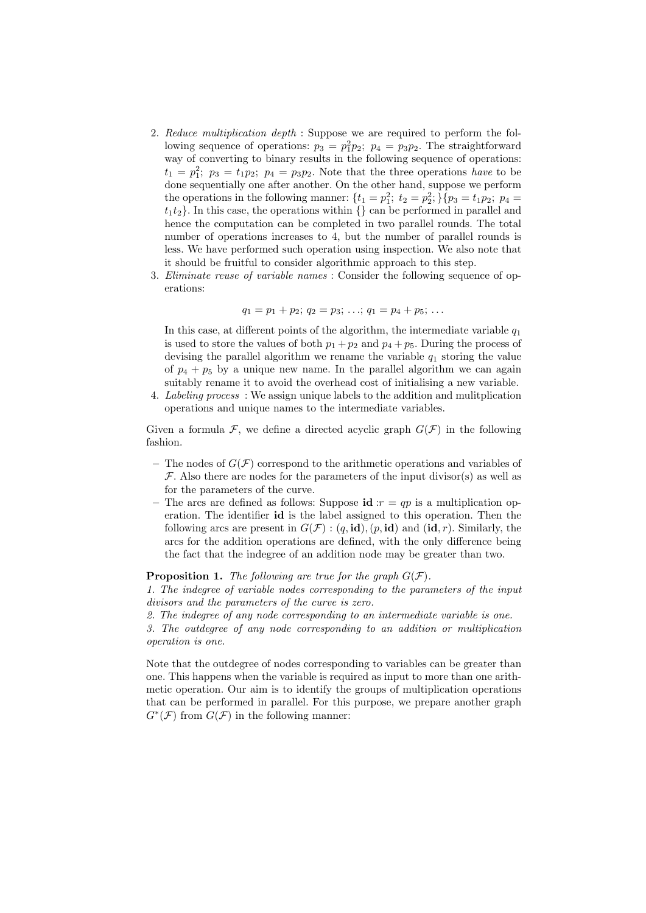2. *Reduce multiplication depth* : Suppose we are required to perform the following sequence of operations: $p_3 = p_1^2 p_2;\ p_4 = p_3 p_2$. The straightforward way of converting to binary results in the following sequence of operations: $t_1 = p_1^2;\ p_3 = t_1 p_2;\ p_4 = p_3 p_2$. Note that the three operations *have* to be done sequentially one after another. On the other hand, suppose we perform the operations in the following manner: $\{t_1 = p_1^2;\ t_2 = p_2^2;\}\{p_3 = t_1 p_2;\ p_4 = t_1 t_2\}$. In this case, the operations within $\{\}$ can be performed in parallel and hence the computation can be completed in two parallel rounds. The total number of operations increases to 4, but the number of parallel rounds is less. We have performed such operation using inspection. We also note that it should be fruitful to consider algorithmic approach to this step.
3. *Eliminate reuse of variable names* : Consider the following sequence of operations:

$$q_1 = p_1 + p_2;\ q_2 = p_3;\ \ldots;\ q_1 = p_4 + p_5;\ \ldots$$

   In this case, at different points of the algorithm, the intermediate variable $q_1$ is used to store the values of both $p_1 + p_2$ and $p_4 + p_5$. During the process of devising the parallel algorithm we rename the variable $q_1$ storing the value of $p_4 + p_5$ by a unique new name. In the parallel algorithm we can again suitably rename it to avoid the overhead cost of initialising a new variable.
4. *Labeling process* : We assign unique labels to the addition and mulitplication operations and unique names to the intermediate variables.

Given a formula $\mathcal{F}$, we define a directed acyclic graph $G(\mathcal{F})$ in the following fashion.

- The nodes of $G(\mathcal{F})$ correspond to the arithmetic operations and variables of $\mathcal{F}$. Also there are nodes for the parameters of the input divisor(s) as well as for the parameters of the curve.
- The arcs are defined as follows: Suppose $\mathbf{id} : r = qp$ is a multiplication operation. The identifier **id** is the label assigned to this operation. Then the following arcs are present in $G(\mathcal{F})$ : $(q, \mathbf{id}), (p, \mathbf{id})$ and $(\mathbf{id}, r)$. Similarly, the arcs for the addition operations are defined, with the only difference being the fact that the indegree of an addition node may be greater than two.

**Proposition 1.** *The following are true for the graph $G(\mathcal{F})$.*
*1. The indegree of variable nodes corresponding to the parameters of the input divisors and the parameters of the curve is zero.*
*2. The indegree of any node corresponding to an intermediate variable is one.*
*3. The outdegree of any node corresponding to an addition or multiplication operation is one.*

Note that the outdegree of nodes corresponding to variables can be greater than one. This happens when the variable is required as input to more than one arithmetic operation. Our aim is to identify the groups of multiplication operations that can be performed in parallel. For this purpose, we prepare another graph $G^*(\mathcal{F})$ from $G(\mathcal{F})$ in the following manner: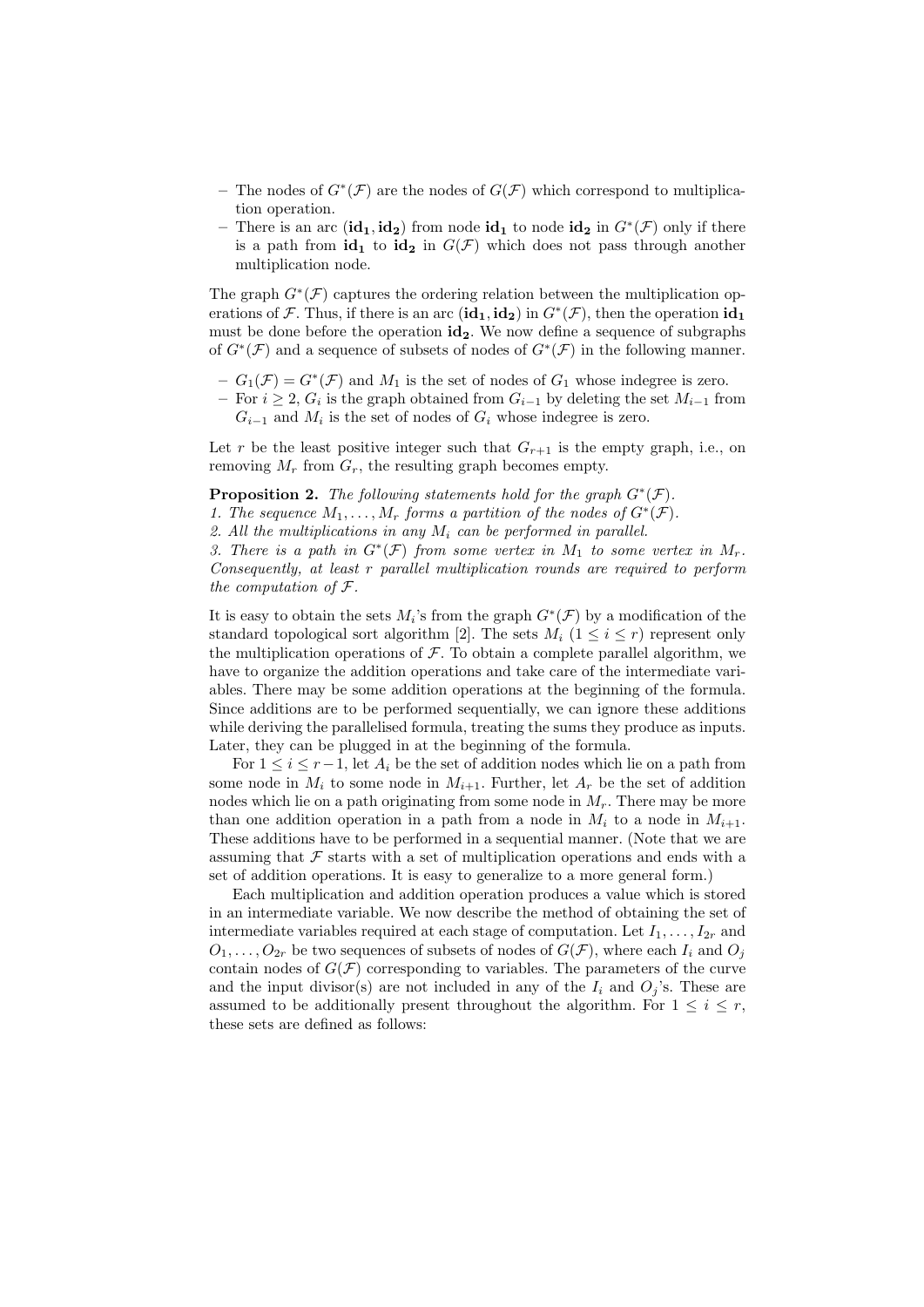- The nodes of $G^*(\mathcal{F})$ are the nodes of $G(\mathcal{F})$ which correspond to multiplication operation.
- There is an arc $(\mathbf{id_1}, \mathbf{id_2})$ from node $\mathbf{id_1}$ to node $\mathbf{id_2}$ in $G^*(\mathcal{F})$ only if there is a path from $\mathbf{id_1}$ to $\mathbf{id_2}$ in $G(\mathcal{F})$ which does not pass through another multiplication node.

The graph $G^*(\mathcal{F})$ captures the ordering relation between the multiplication operations of $\mathcal{F}$. Thus, if there is an arc $(\mathbf{id_1}, \mathbf{id_2})$ in $G^*(\mathcal{F})$, then the operation $\mathbf{id_1}$ must be done before the operation $\mathbf{id_2}$. We now define a sequence of subgraphs of $G^*(\mathcal{F})$ and a sequence of subsets of nodes of $G^*(\mathcal{F})$ in the following manner.

- $G_1(\mathcal{F}) = G^*(\mathcal{F})$ and $M_1$ is the set of nodes of $G_1$ whose indegree is zero.
- For $i \geq 2$, $G_i$ is the graph obtained from $G_{i-1}$ by deleting the set $M_{i-1}$ from $G_{i-1}$ and $M_i$ is the set of nodes of $G_i$ whose indegree is zero.

Let $r$ be the least positive integer such that $G_{r+1}$ is the empty graph, i.e., on removing $M_r$ from $G_r$, the resulting graph becomes empty.

**Proposition 2.** *The following statements hold for the graph $G^*(\mathcal{F})$.*
*1. The sequence $M_1, \ldots, M_r$ forms a partition of the nodes of $G^*(\mathcal{F})$.*
*2. All the multiplications in any $M_i$ can be performed in parallel.*
*3. There is a path in $G^*(\mathcal{F})$ from some vertex in $M_1$ to some vertex in $M_r$. Consequently, at least $r$ parallel multiplication rounds are required to perform the computation of $\mathcal{F}$.*

It is easy to obtain the sets $M_i$'s from the graph $G^*(\mathcal{F})$ by a modification of the standard topological sort algorithm [2]. The sets $M_i$ $(1 \leq i \leq r)$ represent only the multiplication operations of $\mathcal{F}$. To obtain a complete parallel algorithm, we have to organize the addition operations and take care of the intermediate variables. There may be some addition operations at the beginning of the formula. Since additions are to be performed sequentially, we can ignore these additions while deriving the parallelised formula, treating the sums they produce as inputs. Later, they can be plugged in at the beginning of the formula.

For $1 \leq i \leq r-1$, let $A_i$ be the set of addition nodes which lie on a path from some node in $M_i$ to some node in $M_{i+1}$. Further, let $A_r$ be the set of addition nodes which lie on a path originating from some node in $M_r$. There may be more than one addition operation in a path from a node in $M_i$ to a node in $M_{i+1}$. These additions have to be performed in a sequential manner. (Note that we are assuming that $\mathcal{F}$ starts with a set of multiplication operations and ends with a set of addition operations. It is easy to generalize to a more general form.)

Each multiplication and addition operation produces a value which is stored in an intermediate variable. We now describe the method of obtaining the set of intermediate variables required at each stage of computation. Let $I_1, \ldots, I_{2r}$ and $O_1, \ldots, O_{2r}$ be two sequences of subsets of nodes of $G(\mathcal{F})$, where each $I_i$ and $O_j$ contain nodes of $G(\mathcal{F})$ corresponding to variables. The parameters of the curve and the input divisor(s) are not included in any of the $I_i$ and $O_j$'s. These are assumed to be additionally present throughout the algorithm. For $1 \leq i \leq r$, these sets are defined as follows: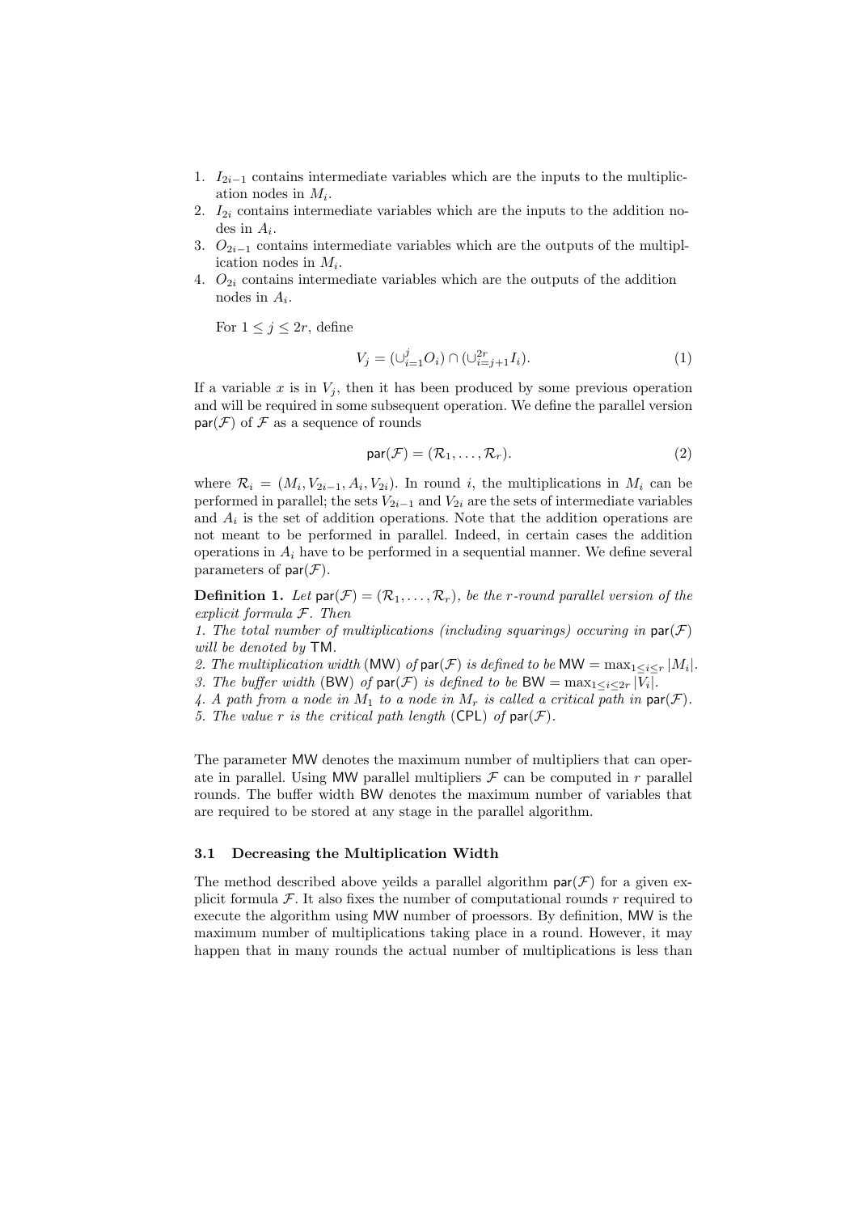1. $I_{2i-1}$ contains intermediate variables which are the inputs to the multiplication nodes in $M_i$.
2. $I_{2i}$ contains intermediate variables which are the inputs to the addition nodes in $A_i$.
3. $O_{2i-1}$ contains intermediate variables which are the outputs of the multiplication nodes in $M_i$.
4. $O_{2i}$ contains intermediate variables which are the outputs of the addition nodes in $A_i$.

For $1 \leq j \leq 2r$, define

$$V_j = (\cup_{i=1}^{j} O_i) \cap (\cup_{i=j+1}^{2r} I_i). \tag{1}$$

If a variable $x$ is in $V_j$, then it has been produced by some previous operation and will be required in some subsequent operation. We define the parallel version $\mathsf{par}(\mathcal{F})$ of $\mathcal{F}$ as a sequence of rounds

$$\mathsf{par}(\mathcal{F}) = (\mathcal{R}_1, \ldots, \mathcal{R}_r). \tag{2}$$

where $\mathcal{R}_i = (M_i, V_{2i-1}, A_i, V_{2i})$. In round $i$, the multiplications in $M_i$ can be performed in parallel; the sets $V_{2i-1}$ and $V_{2i}$ are the sets of intermediate variables and $A_i$ is the set of addition operations. Note that the addition operations are not meant to be performed in parallel. Indeed, in certain cases the addition operations in $A_i$ have to be performed in a sequential manner. We define several parameters of $\mathsf{par}(\mathcal{F})$.

**Definition 1.** *Let $\mathsf{par}(\mathcal{F}) = (\mathcal{R}_1, \ldots, \mathcal{R}_r)$, be the $r$-round parallel version of the explicit formula $\mathcal{F}$. Then*
*1. The total number of multiplications (including squarings) occuring in $\mathsf{par}(\mathcal{F})$ will be denoted by* TM*.*
*2. The multiplication width* (MW) *of $\mathsf{par}(\mathcal{F})$ is defined to be $\mathsf{MW} = \max_{1 \leq i \leq r} |M_i|$.*
*3. The buffer width* (BW) *of $\mathsf{par}(\mathcal{F})$ is defined to be $\mathsf{BW} = \max_{1 \leq i \leq 2r} |V_i|$.*
*4. A path from a node in $M_1$ to a node in $M_r$ is called a critical path in $\mathsf{par}(\mathcal{F})$.*
*5. The value $r$ is the critical path length* (CPL) *of $\mathsf{par}(\mathcal{F})$.*

The parameter MW denotes the maximum number of multipliers that can operate in parallel. Using MW parallel multipliers $\mathcal{F}$ can be computed in $r$ parallel rounds. The buffer width BW denotes the maximum number of variables that are required to be stored at any stage in the parallel algorithm.

### 3.1 Decreasing the Multiplication Width

The method described above yeilds a parallel algorithm $\mathsf{par}(\mathcal{F})$ for a given explicit formula $\mathcal{F}$. It also fixes the number of computational rounds $r$ required to execute the algorithm using MW number of proessors. By definition, MW is the maximum number of multiplications taking place in a round. However, it may happen that in many rounds the actual number of multiplications is less than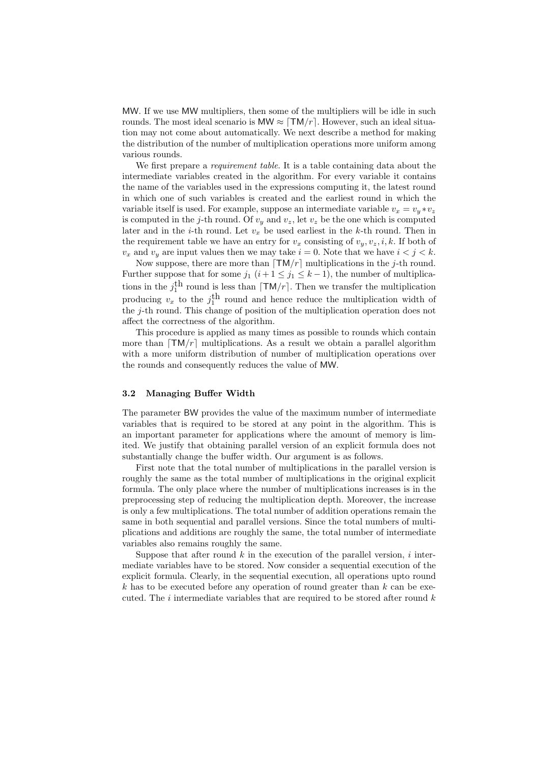MW. If we use MW multipliers, then some of the multipliers will be idle in such rounds. The most ideal scenario is $\mathsf{MW} \approx \lceil \mathsf{TM}/r \rceil$. However, such an ideal situation may not come about automatically. We next describe a method for making the distribution of the number of multiplication operations more uniform among various rounds.

We first prepare a *requirement table*. It is a table containing data about the intermediate variables created in the algorithm. For every variable it contains the name of the variables used in the expressions computing it, the latest round in which one of such variables is created and the earliest round in which the variable itself is used. For example, suppose an intermediate variable $v_x = v_y * v_z$ is computed in the $j$-th round. Of $v_y$ and $v_z$, let $v_z$ be the one which is computed later and in the $i$-th round. Let $v_x$ be used earliest in the $k$-th round. Then in the requirement table we have an entry for $v_x$ consisting of $v_y, v_z, i, k$. If both of $v_x$ and $v_y$ are input values then we may take $i = 0$. Note that we have $i < j < k$.

Now suppose, there are more than $\lceil \mathsf{TM}/r \rceil$ multiplications in the $j$-th round. Further suppose that for some $j_1$ $(i+1 \leq j_1 \leq k-1)$, the number of multiplications in the $j_1^{\text{th}}$ round is less than $\lceil \mathsf{TM}/r \rceil$. Then we transfer the multiplication producing $v_x$ to the $j_1^{\text{th}}$ round and hence reduce the multiplication width of the $j$-th round. This change of position of the multiplication operation does not affect the correctness of the algorithm.

This procedure is applied as many times as possible to rounds which contain more than $\lceil \mathsf{TM}/r \rceil$ multiplications. As a result we obtain a parallel algorithm with a more uniform distribution of number of multiplication operations over the rounds and consequently reduces the value of MW.

### 3.2 Managing Buffer Width

The parameter BW provides the value of the maximum number of intermediate variables that is required to be stored at any point in the algorithm. This is an important parameter for applications where the amount of memory is limited. We justify that obtaining parallel version of an explicit formula does not substantially change the buffer width. Our argument is as follows.

First note that the total number of multiplications in the parallel version is roughly the same as the total number of multiplications in the original explicit formula. The only place where the number of multiplications increases is in the preprocessing step of reducing the multiplication depth. Moreover, the increase is only a few multiplications. The total number of addition operations remain the same in both sequential and parallel versions. Since the total numbers of multiplications and additions are roughly the same, the total number of intermediate variables also remains roughly the same.

Suppose that after round $k$ in the execution of the parallel version, $i$ intermediate variables have to be stored. Now consider a sequential execution of the explicit formula. Clearly, in the sequential execution, all operations upto round $k$ has to be executed before any operation of round greater than $k$ can be executed. The $i$ intermediate variables that are required to be stored after round $k$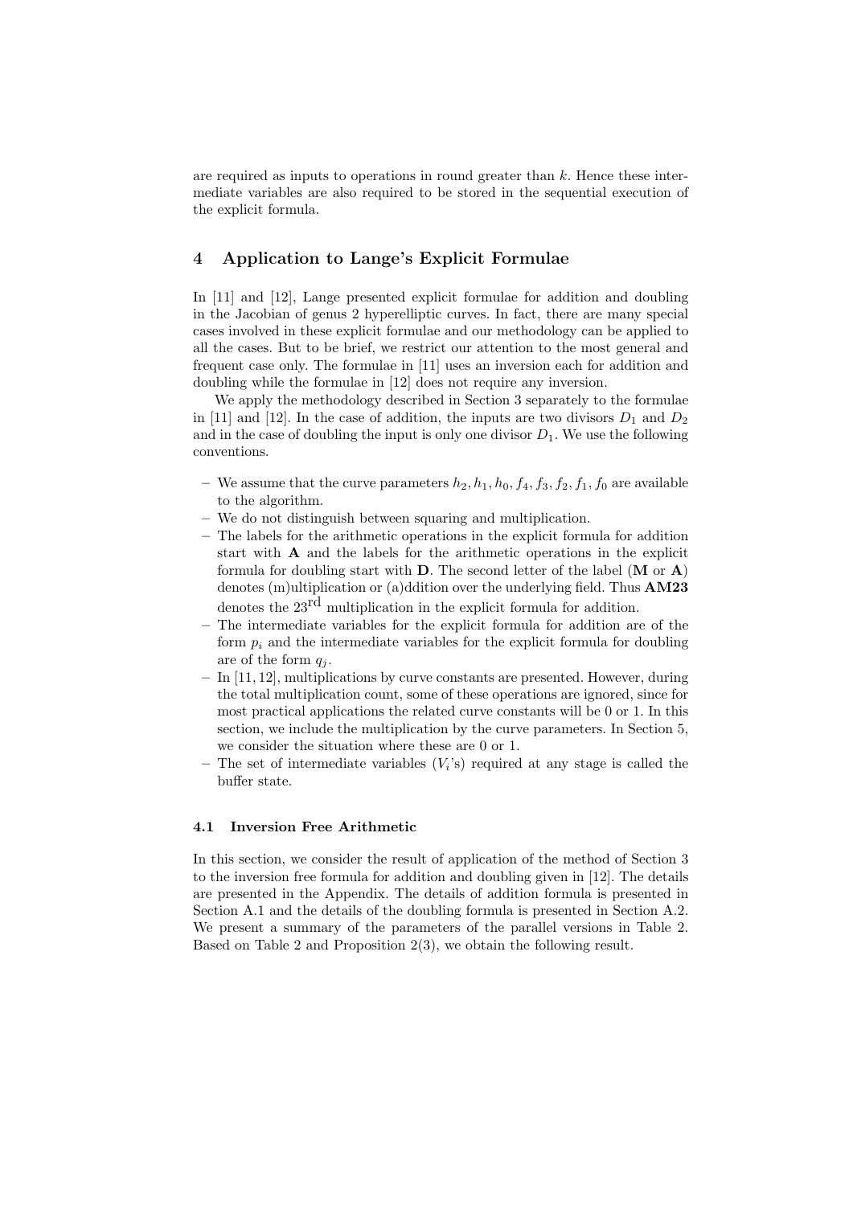are required as inputs to operations in round greater than $k$. Hence these intermediate variables are also required to be stored in the sequential execution of the explicit formula.

## 4 Application to Lange's Explicit Formulae

In [11] and [12], Lange presented explicit formulae for addition and doubling in the Jacobian of genus 2 hyperelliptic curves. In fact, there are many special cases involved in these explicit formulae and our methodology can be applied to all the cases. But to be brief, we restrict our attention to the most general and frequent case only. The formulae in [11] uses an inversion each for addition and doubling while the formulae in [12] does not require any inversion.

We apply the methodology described in Section 3 separately to the formulae in [11] and [12]. In the case of addition, the inputs are two divisors $D_1$ and $D_2$ and in the case of doubling the input is only one divisor $D_1$. We use the following conventions.

- We assume that the curve parameters $h_2, h_1, h_0, f_4, f_3, f_2, f_1, f_0$ are available to the algorithm.
- We do not distinguish between squaring and multiplication.
- The labels for the arithmetic operations in the explicit formula for addition start with **A** and the labels for the arithmetic operations in the explicit formula for doubling start with **D**. The second letter of the label (**M** or **A**) denotes (m)ultiplication or (a)ddition over the underlying field. Thus **AM23** denotes the 23$^{\text{rd}}$ multiplication in the explicit formula for addition.
- The intermediate variables for the explicit formula for addition are of the form $p_i$ and the intermediate variables for the explicit formula for doubling are of the form $q_j$.
- In [11, 12], multiplications by curve constants are presented. However, during the total multiplication count, some of these operations are ignored, since for most practical applications the related curve constants will be 0 or 1. In this section, we include the multiplication by the curve parameters. In Section 5, we consider the situation where these are 0 or 1.
- The set of intermediate variables ($V_i$'s) required at any stage is called the buffer state.

### 4.1 Inversion Free Arithmetic

In this section, we consider the result of application of the method of Section 3 to the inversion free formula for addition and doubling given in [12]. The details are presented in the Appendix. The details of addition formula is presented in Section A.1 and the details of the doubling formula is presented in Section A.2. We present a summary of the parameters of the parallel versions in Table 2. Based on Table 2 and Proposition 2(3), we obtain the following result.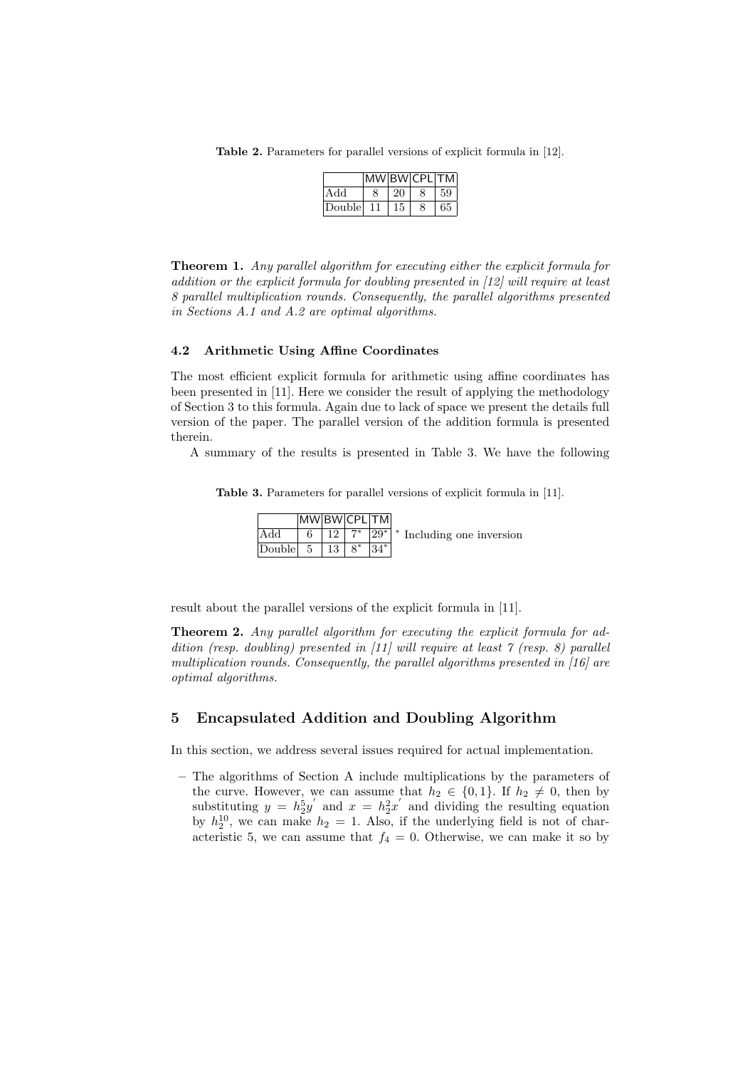**Table 2.** Parameters for parallel versions of explicit formula in [12].

| | MW | BW | CPL | TM |
|---|---|---|---|---|
| Add | 8 | 20 | 8 | 59 |
| Double | 11 | 15 | 8 | 65 |

**Theorem 1.** *Any parallel algorithm for executing either the explicit formula for addition or the explicit formula for doubling presented in [12] will require at least 8 parallel multiplication rounds. Consequently, the parallel algorithms presented in Sections A.1 and A.2 are optimal algorithms.*

### 4.2 Arithmetic Using Affine Coordinates

The most efficient explicit formula for arithmetic using affine coordinates has been presented in [11]. Here we consider the result of applying the methodology of Section 3 to this formula. Again due to lack of space we present the details full version of the paper. The parallel version of the addition formula is presented therein.

A summary of the results is presented in Table 3. We have the following result about the parallel versions of the explicit formula in [11].

**Table 3.** Parameters for parallel versions of explicit formula in [11].

| | MW | BW | CPL | TM |
|---|---|---|---|---|
| Add | 6 | 12 | 7* | 29* |
| Double | 5 | 13 | 8* | 34* |

* Including one inversion

**Theorem 2.** *Any parallel algorithm for executing the explicit formula for addition (resp. doubling) presented in [11] will require at least 7 (resp. 8) parallel multiplication rounds. Consequently, the parallel algorithms presented in [16] are optimal algorithms.*

## 5 Encapsulated Addition and Doubling Algorithm

In this section, we address several issues required for actual implementation.

- The algorithms of Section A include multiplications by the parameters of the curve. However, we can assume that $h_2 \in \{0, 1\}$. If $h_2 \neq 0$, then by substituting $y = h_2^5 y'$ and $x = h_2^2 x'$ and dividing the resulting equation by $h_2^{10}$, we can make $h_2 = 1$. Also, if the underlying field is not of characteristic 5, we can assume that $f_4 = 0$. Otherwise, we can make it so by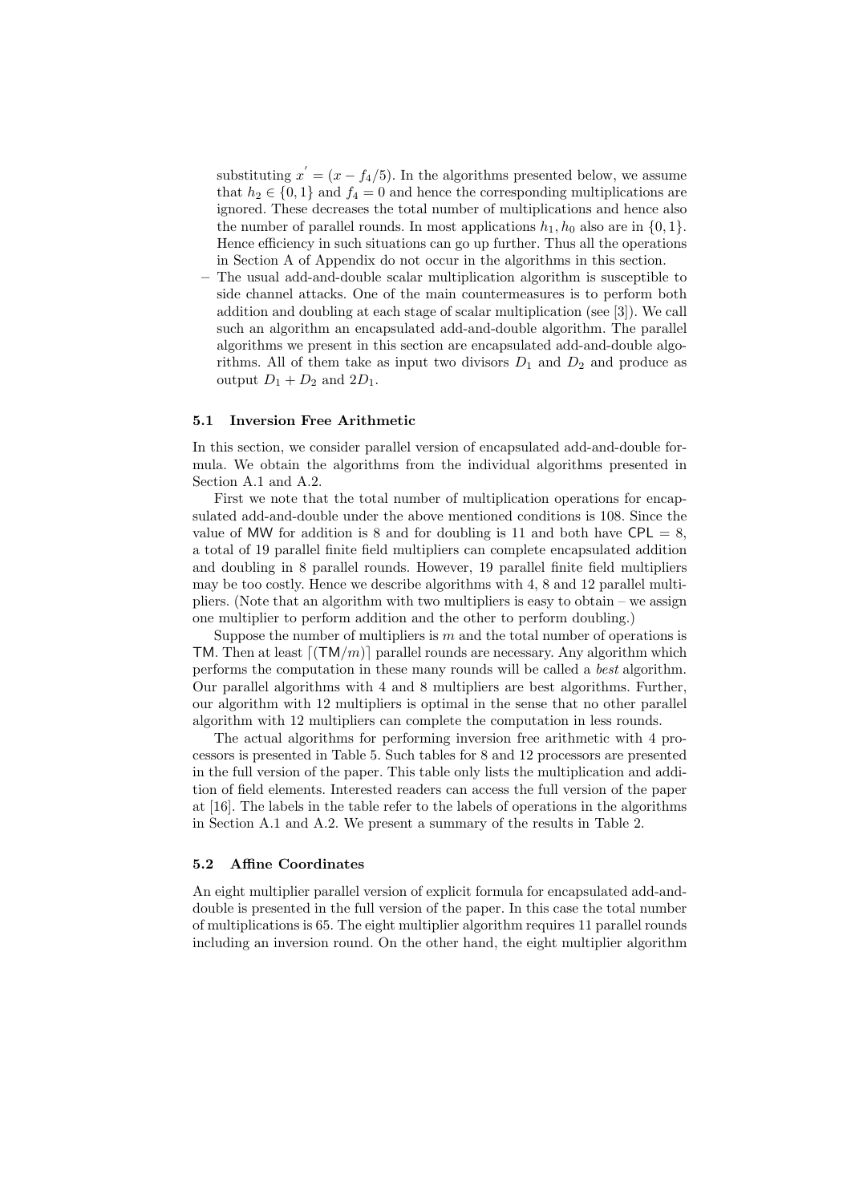substituting $x^{'} = (x - f_4/5)$. In the algorithms presented below, we assume that $h_2 \in \{0, 1\}$ and $f_4 = 0$ and hence the corresponding multiplications are ignored. These decreases the total number of multiplications and hence also the number of parallel rounds. In most applications $h_1, h_0$ also are in $\{0, 1\}$. Hence efficiency in such situations can go up further. Thus all the operations in Section A of Appendix do not occur in the algorithms in this section.

– The usual add-and-double scalar multiplication algorithm is susceptible to side channel attacks. One of the main countermeasures is to perform both addition and doubling at each stage of scalar multiplication (see [3]). We call such an algorithm an encapsulated add-and-double algorithm. The parallel algorithms we present in this section are encapsulated add-and-double algorithms. All of them take as input two divisors $D_1$ and $D_2$ and produce as output $D_1 + D_2$ and $2D_1$.

### 5.1 Inversion Free Arithmetic

In this section, we consider parallel version of encapsulated add-and-double formula. We obtain the algorithms from the individual algorithms presented in Section A.1 and A.2.

First we note that the total number of multiplication operations for encapsulated add-and-double under the above mentioned conditions is 108. Since the value of MW for addition is 8 and for doubling is 11 and both have CPL = 8, a total of 19 parallel finite field multipliers can complete encapsulated addition and doubling in 8 parallel rounds. However, 19 parallel finite field multipliers may be too costly. Hence we describe algorithms with 4, 8 and 12 parallel multipliers. (Note that an algorithm with two multipliers is easy to obtain – we assign one multiplier to perform addition and the other to perform doubling.)

Suppose the number of multipliers is $m$ and the total number of operations is TM. Then at least $\lceil (\mathsf{TM}/m) \rceil$ parallel rounds are necessary. Any algorithm which performs the computation in these many rounds will be called a *best* algorithm. Our parallel algorithms with 4 and 8 multipliers are best algorithms. Further, our algorithm with 12 multipliers is optimal in the sense that no other parallel algorithm with 12 multipliers can complete the computation in less rounds.

The actual algorithms for performing inversion free arithmetic with 4 processors is presented in Table 5. Such tables for 8 and 12 processors are presented in the full version of the paper. This table only lists the multiplication and addition of field elements. Interested readers can access the full version of the paper at [16]. The labels in the table refer to the labels of operations in the algorithms in Section A.1 and A.2. We present a summary of the results in Table 2.

### 5.2 Affine Coordinates

An eight multiplier parallel version of explicit formula for encapsulated add-and-double is presented in the full version of the paper. In this case the total number of multiplications is 65. The eight multiplier algorithm requires 11 parallel rounds including an inversion round. On the other hand, the eight multiplier algorithm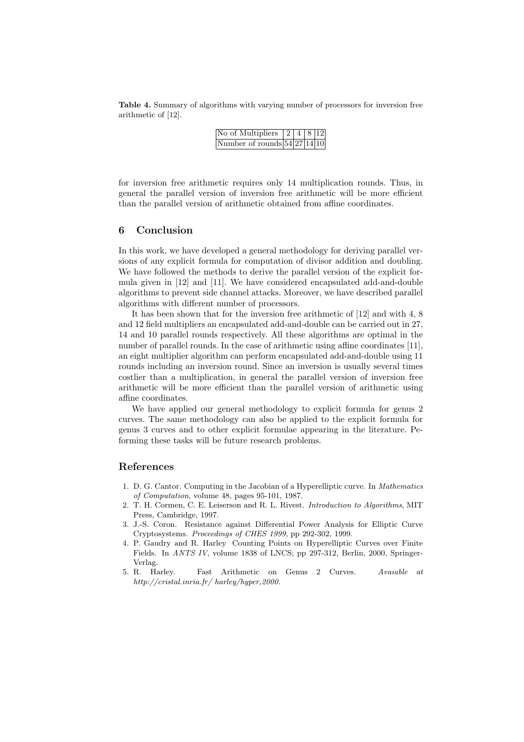**Table 4.** Summary of algorithms with varying number of processors for inversion free arithmetic of [12].

| No of Multipliers | 2 | 4 | 8 | 12 |
|---|---|---|---|---|
| Number of rounds | 54 | 27 | 14 | 10 |

for inversion free arithmetic requires only 14 multiplication rounds. Thus, in general the parallel version of inversion free arithmetic will be more efficient than the parallel version of arithmetic obtained from affine coordinates.

## 6 Conclusion

In this work, we have developed a general methodology for deriving parallel versions of any explicit formula for computation of divisor addition and doubling. We have followed the methods to derive the parallel version of the explicit formula given in [12] and [11]. We have considered encapsulated add-and-double algorithms to prevent side channel attacks. Moreover, we have described parallel algorithms with different number of processors.

It has been shown that for the inversion free arithmetic of [12] and with 4, 8 and 12 field multipliers an encapsulated add-and-double can be carried out in 27, 14 and 10 parallel rounds respectively. All these algorithms are optimal in the number of parallel rounds. In the case of arithmetic using affine coordinates [11], an eight multiplier algorithm can perform encapsulated add-and-double using 11 rounds including an inversion round. Since an inversion is usually several times costlier than a multiplication, in general the parallel version of inversion free arithmetic will be more efficient than the parallel version of arithmetic using affine coordinates.

We have applied our general methodology to explicit formula for genus 2 curves. The same methodology can also be applied to the explicit formula for genus 3 curves and to other explicit formulae appearing in the literature. Peforming these tasks will be future research problems.

## References

1. D. G. Cantor. Computing in the Jacobian of a Hyperelliptic curve. In *Mathematics of Computation*, volume 48, pages 95-101, 1987.
2. T. H. Cormen, C. E. Leiserson and R. L. Rivest. *Introduction to Algorithms*, MIT Press, Cambridge, 1997.
3. J.-S. Coron. Resistance against Differential Power Analysis for Elliptic Curve Cryptosystems. *Proceedings of CHES 1999*, pp 292-302, 1999.
4. P. Gaudry and R. Harley Counting Points on Hyperelliptic Curves over Finite Fields. In *ANTS IV*, volume 1838 of LNCS; pp 297-312, Berlin, 2000, Springer-Verlag.
5. R. Harley. Fast Arithmetic on Genus 2 Curves. *Avaiable at http://cristal.inria.fr/ harley/hyper,2000.*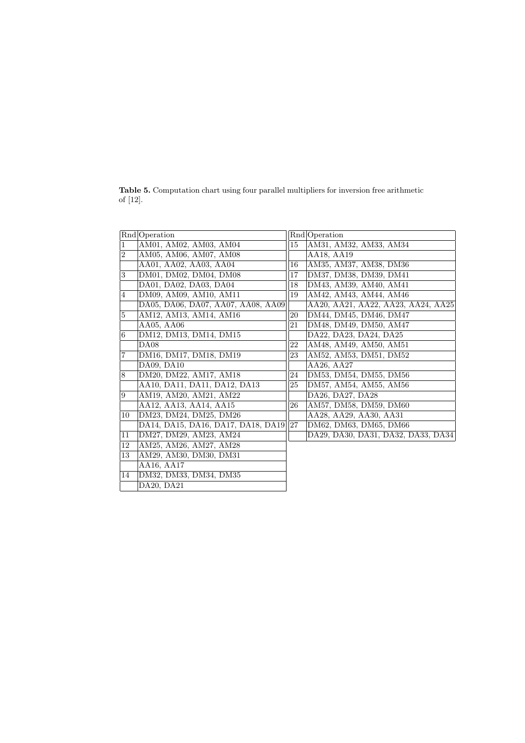**Table 5.** Computation chart using four parallel multipliers for inversion free arithmetic of [12].

| Rnd | Operation | Rnd | Operation |
|---|---|---|---|
| 1 | AM01, AM02, AM03, AM04 | 15 | AM31, AM32, AM33, AM34 |
| 2 | AM05, AM06, AM07, AM08 | | AA18, AA19 |
| | AA01, AA02, AA03, AA04 | 16 | AM35, AM37, AM38, DM36 |
| 3 | DM01, DM02, DM04, DM08 | 17 | DM37, DM38, DM39, DM41 |
| | DA01, DA02, DA03, DA04 | 18 | DM43, AM39, AM40, AM41 |
| 4 | DM09, AM09, AM10, AM11 | 19 | AM42, AM43, AM44, AM46 |
| | DA05, DA06, DA07, AA07, AA08, AA09 | | AA20, AA21, AA22, AA23, AA24, AA25 |
| 5 | AM12, AM13, AM14, AM16 | 20 | DM44, DM45, DM46, DM47 |
| | AA05, AA06 | 21 | DM48, DM49, DM50, AM47 |
| 6 | DM12, DM13, DM14, DM15 | | DA22, DA23, DA24, DA25 |
| | DA08 | 22 | AM48, AM49, AM50, AM51 |
| 7 | DM16, DM17, DM18, DM19 | 23 | AM52, AM53, DM51, DM52 |
| | DA09, DA10 | | AA26, AA27 |
| 8 | DM20, DM22, AM17, AM18 | 24 | DM53, DM54, DM55, DM56 |
| | AA10, DA11, DA11, DA12, DA13 | 25 | DM57, AM54, AM55, AM56 |
| 9 | AM19, AM20, AM21, AM22 | | DA26, DA27, DA28 |
| | AA12, AA13, AA14, AA15 | 26 | AM57, DM58, DM59, DM60 |
| 10 | DM23, DM24, DM25, DM26 | | AA28, AA29, AA30, AA31 |
| | DA14, DA15, DA16, DA17, DA18, DA19 | 27 | DM62, DM63, DM65, DM66 |
| 11 | DM27, DM29, AM23, AM24 | | DA29, DA30, DA31, DA32, DA33, DA34 |
| 12 | AM25, AM26, AM27, AM28 | | |
| 13 | AM29, AM30, DM30, DM31 | | |
| | AA16, AA17 | | |
| 14 | DM32, DM33, DM34, DM35 | | |
| | DA20, DA21 | | |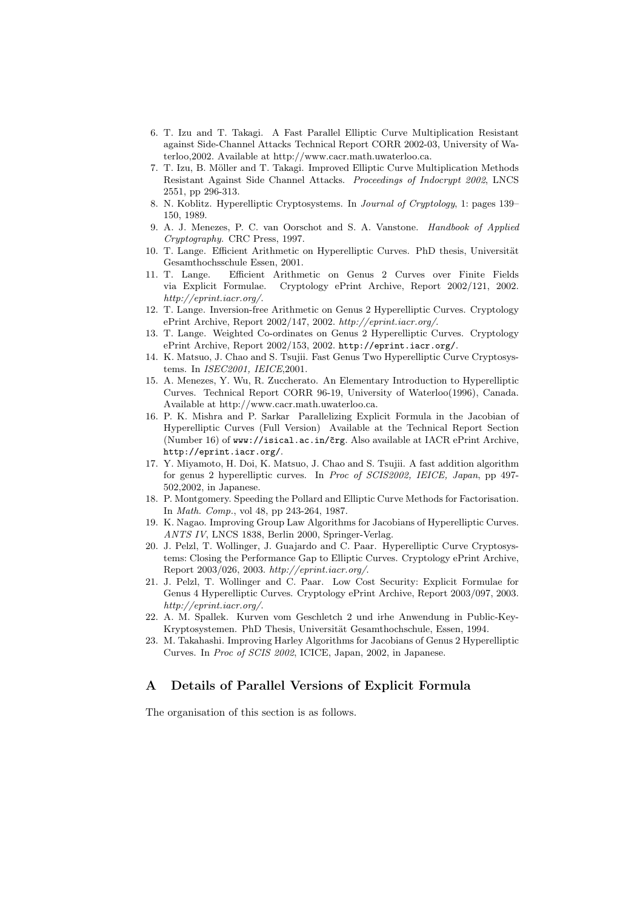6. T. Izu and T. Takagi. A Fast Parallel Elliptic Curve Multiplication Resistant against Side-Channel Attacks Technical Report CORR 2002-03, University of Waterloo,2002. Available at http://www.cacr.math.uwaterloo.ca.
7. T. Izu, B. Möller and T. Takagi. Improved Elliptic Curve Multiplication Methods Resistant Against Side Channel Attacks. *Proceedings of Indocrypt 2002*, LNCS 2551, pp 296-313.
8. N. Koblitz. Hyperelliptic Cryptosystems. In *Journal of Cryptology*, 1: pages 139–150, 1989.
9. A. J. Menezes, P. C. van Oorschot and S. A. Vanstone. *Handbook of Applied Cryptography*. CRC Press, 1997.
10. T. Lange. Efficient Arithmetic on Hyperelliptic Curves. PhD thesis, Universität Gesamthochsschule Essen, 2001.
11. T. Lange. Efficient Arithmetic on Genus 2 Curves over Finite Fields via Explicit Formulae. Cryptology ePrint Archive, Report 2002/121, 2002. *http://eprint.iacr.org/*.
12. T. Lange. Inversion-free Arithmetic on Genus 2 Hyperelliptic Curves. Cryptology ePrint Archive, Report 2002/147, 2002. *http://eprint.iacr.org/*.
13. T. Lange. Weighted Co-ordinates on Genus 2 Hyperelliptic Curves. Cryptology ePrint Archive, Report 2002/153, 2002. `http://eprint.iacr.org/`.
14. K. Matsuo, J. Chao and S. Tsujii. Fast Genus Two Hyperelliptic Curve Cryptosystems. In *ISEC2001, IEICE*,2001.
15. A. Menezes, Y. Wu, R. Zuccherato. An Elementary Introduction to Hyperelliptic Curves. Technical Report CORR 96-19, University of Waterloo(1996), Canada. Available at http://www.cacr.math.uwaterloo.ca.
16. P. K. Mishra and P. Sarkar Parallelizing Explicit Formula in the Jacobian of Hyperelliptic Curves (Full Version) Available at the Technical Report Section (Number 16) of `www://isical.ac.in/~crg`. Also available at IACR ePrint Archive, `http://eprint.iacr.org/`.
17. Y. Miyamoto, H. Doi, K. Matsuo, J. Chao and S. Tsujii. A fast addition algorithm for genus 2 hyperelliptic curves. In *Proc of SCIS2002, IEICE, Japan*, pp 497-502,2002, in Japanese.
18. P. Montgomery. Speeding the Pollard and Elliptic Curve Methods for Factorisation. In *Math. Comp.*, vol 48, pp 243-264, 1987.
19. K. Nagao. Improving Group Law Algorithms for Jacobians of Hyperelliptic Curves. *ANTS IV*, LNCS 1838, Berlin 2000, Springer-Verlag.
20. J. Pelzl, T. Wollinger, J. Guajardo and C. Paar. Hyperelliptic Curve Cryptosystems: Closing the Performance Gap to Elliptic Curves. Cryptology ePrint Archive, Report 2003/026, 2003. *http://eprint.iacr.org/*.
21. J. Pelzl, T. Wollinger and C. Paar. Low Cost Security: Explicit Formulae for Genus 4 Hyperelliptic Curves. Cryptology ePrint Archive, Report 2003/097, 2003. *http://eprint.iacr.org/*.
22. A. M. Spallek. Kurven vom Geschletch 2 und irhe Anwendung in Public-Key-Kryptosystemen. PhD Thesis, Universität Gesamthochschule, Essen, 1994.
23. M. Takahashi. Improving Harley Algorithms for Jacobians of Genus 2 Hyperelliptic Curves. In *Proc of SCIS 2002*, ICICE, Japan, 2002, in Japanese.

## A Details of Parallel Versions of Explicit Formula

The organisation of this section is as follows.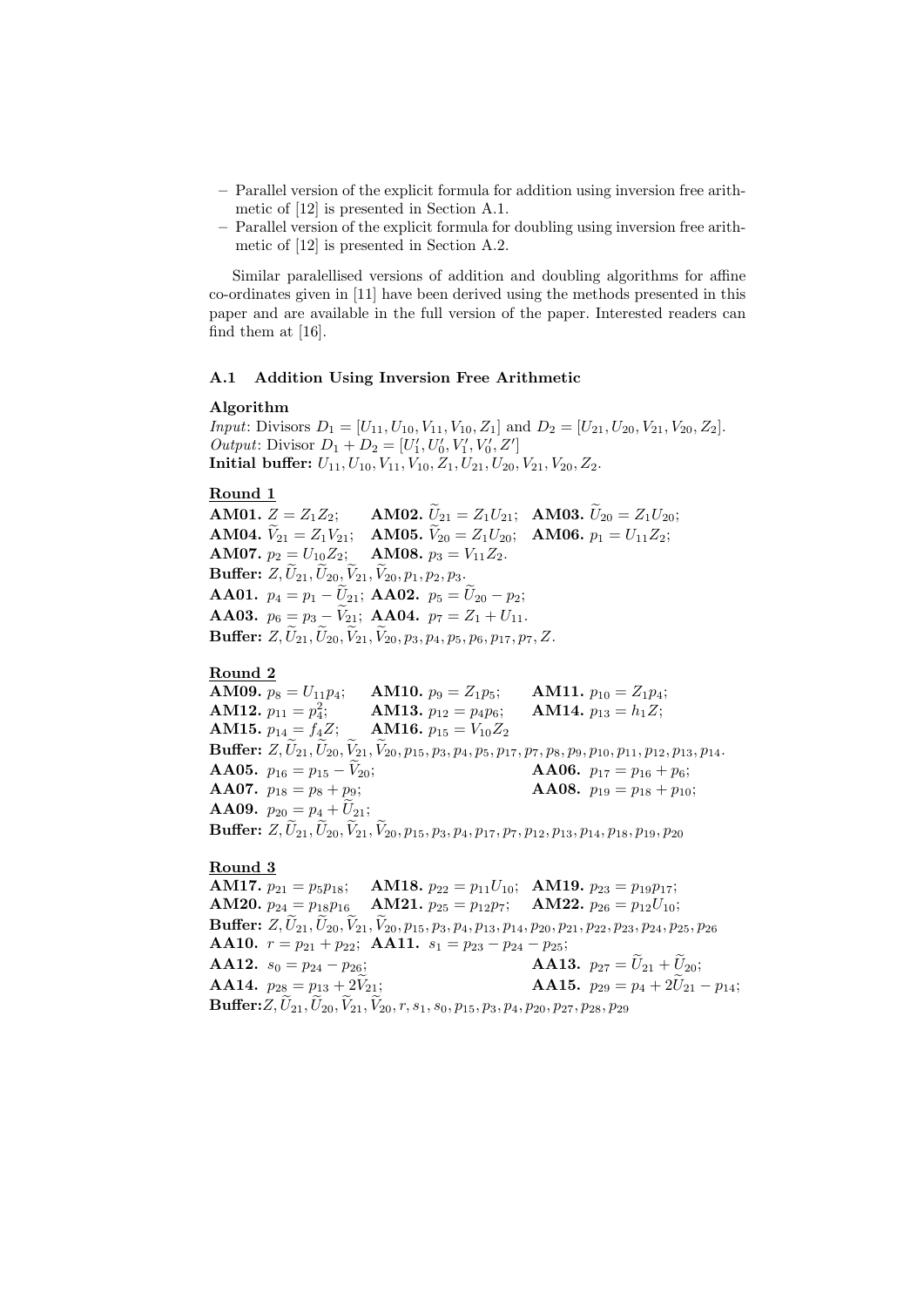- Parallel version of the explicit formula for addition using inversion free arithmetic of [12] is presented in Section A.1.
- Parallel version of the explicit formula for doubling using inversion free arithmetic of [12] is presented in Section A.2.

Similar paralellised versions of addition and doubling algorithms for affine co-ordinates given in [11] have been derived using the methods presented in this paper and are available in the full version of the paper. Interested readers can find them at [16].

### A.1 Addition Using Inversion Free Arithmetic

**Algorithm**

*Input*: Divisors $D_1 = [U_{11}, U_{10}, V_{11}, V_{10}, Z_1]$ and $D_2 = [U_{21}, U_{20}, V_{21}, V_{20}, Z_2]$.
*Output*: Divisor $D_1 + D_2 = [U'_1, U'_0, V'_1, V'_0, Z']$
**Initial buffer:** $U_{11}, U_{10}, V_{11}, V_{10}, Z_1, U_{21}, U_{20}, V_{21}, V_{20}, Z_2$.

**Round 1**

**AM01.** $Z = Z_1 Z_2$; **AM02.** $\widetilde{U}_{21} = Z_1 U_{21}$; **AM03.** $\widetilde{U}_{20} = Z_1 U_{20}$;
**AM04.** $\widetilde{V}_{21} = Z_1 V_{21}$; **AM05.** $\widetilde{V}_{20} = Z_1 U_{20}$; **AM06.** $p_1 = U_{11} Z_2$;
**AM07.** $p_2 = U_{10} Z_2$; **AM08.** $p_3 = V_{11} Z_2$.
**Buffer:** $Z, \widetilde{U}_{21}, \widetilde{U}_{20}, \widetilde{V}_{21}, \widetilde{V}_{20}, p_1, p_2, p_3$.
**AA01.** $p_4 = p_1 - \widetilde{U}_{21}$; **AA02.** $p_5 = \widetilde{U}_{20} - p_2$;
**AA03.** $p_6 = p_3 - \widetilde{V}_{21}$; **AA04.** $p_7 = Z_1 + U_{11}$.
**Buffer:** $Z, \widetilde{U}_{21}, \widetilde{U}_{20}, \widetilde{V}_{21}, \widetilde{V}_{20}, p_3, p_4, p_5, p_6, p_{17}, p_7, Z$.

**Round 2**

**AM09.** $p_8 = U_{11} p_4$; **AM10.** $p_9 = Z_1 p_5$; **AM11.** $p_{10} = Z_1 p_4$;
**AM12.** $p_{11} = p_4^2$; **AM13.** $p_{12} = p_4 p_6$; **AM14.** $p_{13} = h_1 Z$;
**AM15.** $p_{14} = f_4 Z$; **AM16.** $p_{15} = V_{10} Z_2$
**Buffer:** $Z, \widetilde{U}_{21}, \widetilde{U}_{20}, \widetilde{V}_{21}, \widetilde{V}_{20}, p_{15}, p_3, p_4, p_5, p_{17}, p_7, p_8, p_9, p_{10}, p_{11}, p_{12}, p_{13}, p_{14}$.
**AA05.** $p_{16} = p_{15} - \widetilde{V}_{20}$; **AA06.** $p_{17} = p_{16} + p_6$;
**AA07.** $p_{18} = p_8 + p_9$; **AA08.** $p_{19} = p_{18} + p_{10}$;
**AA09.** $p_{20} = p_4 + \widetilde{U}_{21}$;
**Buffer:** $Z, \widetilde{U}_{21}, \widetilde{U}_{20}, \widetilde{V}_{21}, \widetilde{V}_{20}, p_{15}, p_3, p_4, p_{17}, p_7, p_{12}, p_{13}, p_{14}, p_{18}, p_{19}, p_{20}$

**Round 3**

**AM17.** $p_{21} = p_5 p_{18}$; **AM18.** $p_{22} = p_{11} U_{10}$; **AM19.** $p_{23} = p_{19} p_{17}$;
**AM20.** $p_{24} = p_{18} p_{16}$ **AM21.** $p_{25} = p_{12} p_7$; **AM22.** $p_{26} = p_{12} U_{10}$;
**Buffer:** $Z, \widetilde{U}_{21}, \widetilde{U}_{20}, \widetilde{V}_{21}, \widetilde{V}_{20}, p_{15}, p_3, p_4, p_{13}, p_{14}, p_{20}, p_{21}, p_{22}, p_{23}, p_{24}, p_{25}, p_{26}$
**AA10.** $r = p_{21} + p_{22}$; **AA11.** $s_1 = p_{23} - p_{24} - p_{25}$;
**AA12.** $s_0 = p_{24} - p_{26}$; **AA13.** $p_{27} = \widetilde{U}_{21} + \widetilde{U}_{20}$;
**AA14.** $p_{28} = p_{13} + 2\widetilde{V}_{21}$; **AA15.** $p_{29} = p_4 + 2\widetilde{U}_{21} - p_{14}$;
**Buffer:** $Z, \widetilde{U}_{21}, \widetilde{U}_{20}, \widetilde{V}_{21}, \widetilde{V}_{20}, r, s_1, s_0, p_{15}, p_3, p_4, p_{20}, p_{27}, p_{28}, p_{29}$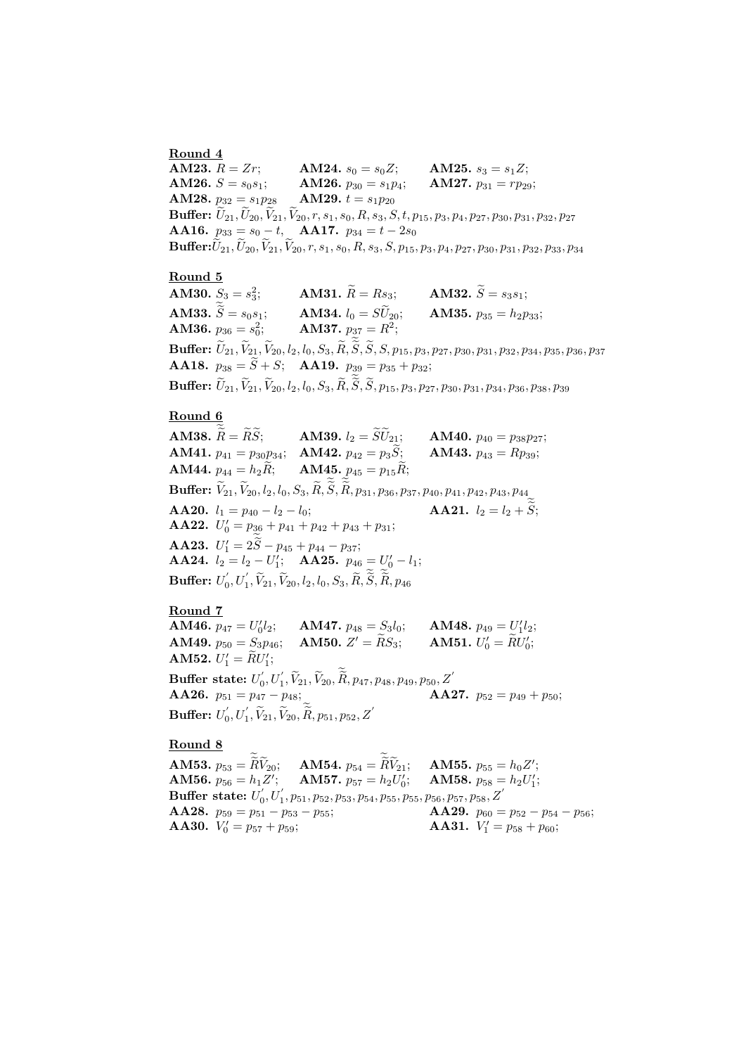**Round 4**

**AM23.** $R = Zr$; **AM24.** $s_0 = s_0 Z$; **AM25.** $s_3 = s_1 Z$;
**AM26.** $S = s_0 s_1$; **AM26.** $p_{30} = s_1 p_4$; **AM27.** $p_{31} = r p_{29}$;
**AM28.** $p_{32} = s_1 p_{28}$ **AM29.** $t = s_1 p_{20}$

**Buffer:** $\widetilde{U}_{21}, \widetilde{U}_{20}, \widetilde{V}_{21}, \widetilde{V}_{20}, r, s_1, s_0, R, s_3, S, t, p_{15}, p_3, p_4, p_{27}, p_{30}, p_{31}, p_{32}, p_{27}$

**AA16.** $p_{33} = s_0 - t$, **AA17.** $p_{34} = t - 2s_0$

**Buffer:** $\widetilde{U}_{21}, \widetilde{U}_{20}, \widetilde{V}_{21}, \widetilde{V}_{20}, r, s_1, s_0, R, s_3, S, p_{15}, p_3, p_4, p_{27}, p_{30}, p_{31}, p_{32}, p_{33}, p_{34}$

**Round 5**

**AM30.** $S_3 = s_3^2$; **AM31.** $\widetilde{R} = R s_3$; **AM32.** $\widetilde{S} = s_3 s_1$;
**AM33.** $\widetilde{\widetilde{S}} = s_0 s_1$; **AM34.** $l_0 = S\widetilde{U}_{20}$; **AM35.** $p_{35} = h_2 p_{33}$;
**AM36.** $p_{36} = s_0^2$; **AM37.** $p_{37} = R^2$;

**Buffer:** $\widetilde{U}_{21}, \widetilde{V}_{21}, \widetilde{V}_{20}, l_2, l_0, S_3, \widetilde{R}, \widetilde{\widetilde{S}}, \widetilde{S}, S, p_{15}, p_3, p_{27}, p_{30}, p_{31}, p_{32}, p_{34}, p_{35}, p_{36}, p_{37}$

**AA18.** $p_{38} = \widetilde{S} + S$; **AA19.** $p_{39} = p_{35} + p_{32}$;

**Buffer:** $\widetilde{U}_{21}, \widetilde{V}_{21}, \widetilde{V}_{20}, l_2, l_0, S_3, \widetilde{R}, \widetilde{\widetilde{S}}, \widetilde{S}, p_{15}, p_3, p_{27}, p_{30}, p_{31}, p_{34}, p_{36}, p_{38}, p_{39}$

**Round 6**

**AM38.** $\widetilde{\widetilde{R}} = \widetilde{R}\widetilde{S}$; **AM39.** $l_2 = \widetilde{\widetilde{S}}\widetilde{U}_{21}$; **AM40.** $p_{40} = p_{38} p_{27}$;
**AM41.** $p_{41} = p_{30} p_{34}$; **AM42.** $p_{42} = p_3 \widetilde{S}$; **AM43.** $p_{43} = R p_{39}$;
**AM44.** $p_{44} = h_2 \widetilde{R}$; **AM45.** $p_{45} = p_{15} \widetilde{R}$;

**Buffer:** $\widetilde{V}_{21}, \widetilde{V}_{20}, l_2, l_0, S_3, \widetilde{R}, \widetilde{\widetilde{S}}, \widetilde{\widetilde{R}}, p_{31}, p_{36}, p_{37}, p_{40}, p_{41}, p_{42}, p_{43}, p_{44}$

**AA20.** $l_1 = p_{40} - l_2 - l_0$; **AA21.** $l_2 = l_2 + \widetilde{\widetilde{S}}$;
**AA22.** $U_0' = p_{36} + p_{41} + p_{42} + p_{43} + p_{31}$;
**AA23.** $U_1' = 2\widetilde{\widetilde{S}} - p_{45} + p_{44} - p_{37}$;
**AA24.** $l_2 = l_2 - U_1'$; **AA25.** $p_{46} = U_0' - l_1$;

**Buffer:** $U_0', U_1', \widetilde{V}_{21}, \widetilde{V}_{20}, l_2, l_0, S_3, \widetilde{R}, \widetilde{\widetilde{S}}, \widetilde{\widetilde{R}}, p_{46}$

**Round 7**

**AM46.** $p_{47} = U_0' l_2$; **AM47.** $p_{48} = S_3 l_0$; **AM48.** $p_{49} = U_1' l_2$;
**AM49.** $p_{50} = S_3 p_{46}$; **AM50.** $Z' = \widetilde{R} S_3$; **AM51.** $U_0' = \widetilde{R} U_0'$;
**AM52.** $U_1' = \widetilde{R} U_1'$;

**Buffer state:** $U_0', U_1', \widetilde{V}_{21}, \widetilde{V}_{20}, \widetilde{\widetilde{R}}, p_{47}, p_{48}, p_{49}, p_{50}, Z'$

**AA26.** $p_{51} = p_{47} - p_{48}$; **AA27.** $p_{52} = p_{49} + p_{50}$;

**Buffer:** $U_0', U_1', \widetilde{V}_{21}, \widetilde{V}_{20}, \widetilde{\widetilde{R}}, p_{51}, p_{52}, Z'$

**Round 8**

**AM53.** $p_{53} = \widetilde{\widetilde{R}}\widetilde{V}_{20}$; **AM54.** $p_{54} = \widetilde{\widetilde{R}}\widetilde{V}_{21}$; **AM55.** $p_{55} = h_0 Z'$;
**AM56.** $p_{56} = h_1 Z'$; **AM57.** $p_{57} = h_2 U_0'$; **AM58.** $p_{58} = h_2 U_1'$;

**Buffer state:** $U_0', U_1', p_{51}, p_{52}, p_{53}, p_{54}, p_{55}, p_{55}, p_{56}, p_{57}, p_{58}, Z'$

**AA28.** $p_{59} = p_{51} - p_{53} - p_{55}$; **AA29.** $p_{60} = p_{52} - p_{54} - p_{56}$;
**AA30.** $V_0' = p_{57} + p_{59}$; **AA31.** $V_1' = p_{58} + p_{60}$;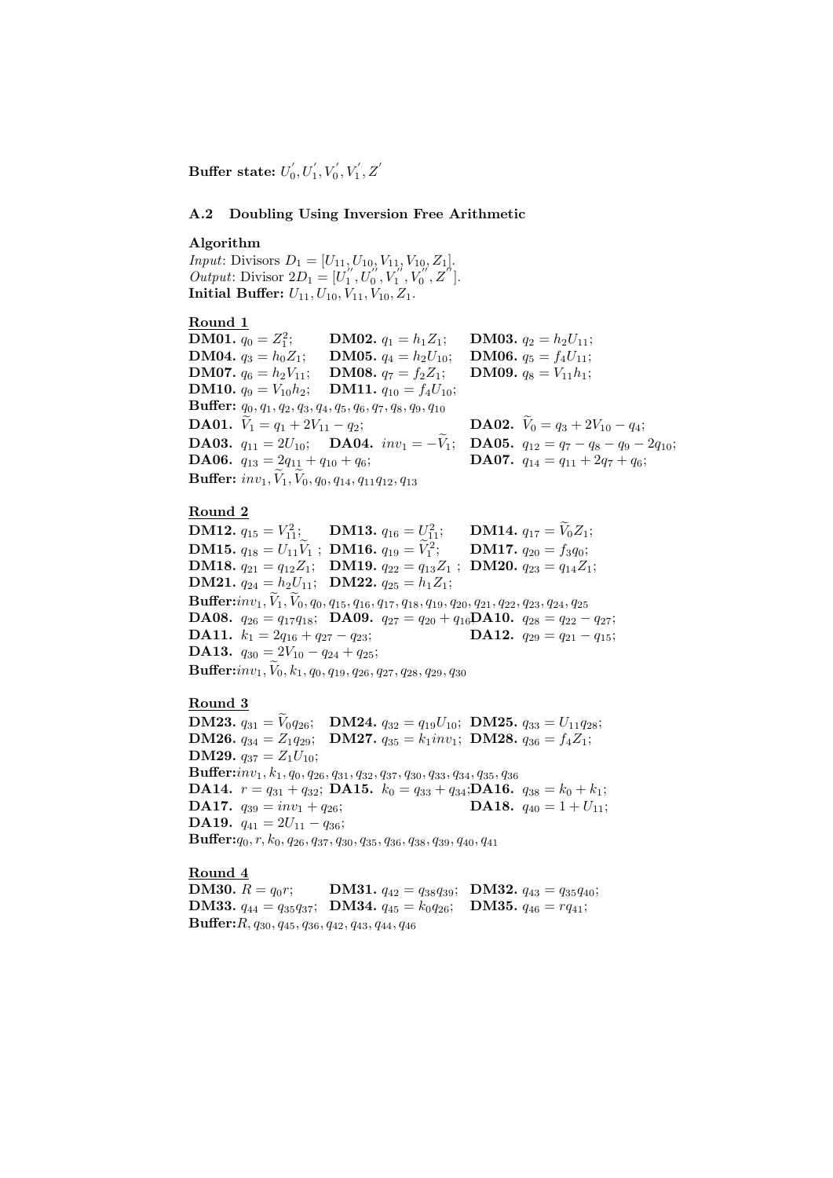**Buffer state:** $U_0^{'}, U_1^{'}, V_0^{'}, V_1^{'}, Z^{'}$

### A.2 Doubling Using Inversion Free Arithmetic

**Algorithm**

*Input*: Divisors $D_1 = [U_{11}, U_{10}, V_{11}, V_{10}, Z_1]$.
*Output*: Divisor $2D_1 = [U_1^{''}, U_0^{''}, V_1^{''}, V_0^{''}, Z^{''}]$.
**Initial Buffer:** $U_{11}, U_{10}, V_{11}, V_{10}, Z_1$.

**Round 1**

**DM01.** $q_0 = Z_1^2$; **DM02.** $q_1 = h_1 Z_1$; **DM03.** $q_2 = h_2 U_{11}$;
**DM04.** $q_3 = h_0 Z_1$; **DM05.** $q_4 = h_2 U_{10}$; **DM06.** $q_5 = f_4 U_{11}$;
**DM07.** $q_6 = h_2 V_{11}$; **DM08.** $q_7 = f_2 Z_1$; **DM09.** $q_8 = V_{11} h_1$;
**DM10.** $q_9 = V_{10} h_2$; **DM11.** $q_{10} = f_4 U_{10}$;
**Buffer:** $q_0, q_1, q_2, q_3, q_4, q_5, q_6, q_7, q_8, q_9, q_{10}$
**DA01.** $\widetilde{V}_1 = q_1 + 2V_{11} - q_2$; **DA02.** $\widetilde{V}_0 = q_3 + 2V_{10} - q_4$;
**DA03.** $q_{11} = 2U_{10}$; **DA04.** $inv_1 = -\widetilde{V}_1$; **DA05.** $q_{12} = q_7 - q_8 - q_9 - 2q_{10}$;
**DA06.** $q_{13} = 2q_{11} + q_{10} + q_6$; **DA07.** $q_{14} = q_{11} + 2q_7 + q_6$;
**Buffer:** $inv_1, \widetilde{V}_1, \widetilde{V}_0, q_0, q_{14}, q_{11} q_{12}, q_{13}$

**Round 2**

**DM12.** $q_{15} = V_{11}^2$; **DM13.** $q_{16} = U_{11}^2$; **DM14.** $q_{17} = \widetilde{V}_0 Z_1$;
**DM15.** $q_{18} = U_{11}\widetilde{V}_1$ ; **DM16.** $q_{19} = \widetilde{V}_1^2$; **DM17.** $q_{20} = f_3 q_0$;
**DM18.** $q_{21} = q_{12} Z_1$; **DM19.** $q_{22} = q_{13} Z_1$ ; **DM20.** $q_{23} = q_{14} Z_1$;
**DM21.** $q_{24} = h_2 U_{11}$; **DM22.** $q_{25} = h_1 Z_1$;
**Buffer:** $inv_1, \widetilde{V}_1, \widetilde{V}_0, q_0, q_{15}, q_{16}, q_{17}, q_{18}, q_{19}, q_{20}, q_{21}, q_{22}, q_{23}, q_{24}, q_{25}$
**DA08.** $q_{26} = q_{17} q_{18}$; **DA09.** $q_{27} = q_{20} + q_{16}$ **DA10.** $q_{28} = q_{22} - q_{27}$;
**DA11.** $k_1 = 2q_{16} + q_{27} - q_{23}$; **DA12.** $q_{29} = q_{21} - q_{15}$;
**DA13.** $q_{30} = 2V_{10} - q_{24} + q_{25}$;
**Buffer:** $inv_1, \widetilde{V}_0, k_1, q_0, q_{19}, q_{26}, q_{27}, q_{28}, q_{29}, q_{30}$

**Round 3**

**DM23.** $q_{31} = \widetilde{V}_0 q_{26}$; **DM24.** $q_{32} = q_{19} U_{10}$; **DM25.** $q_{33} = U_{11} q_{28}$;
**DM26.** $q_{34} = Z_1 q_{29}$; **DM27.** $q_{35} = k_1 inv_1$; **DM28.** $q_{36} = f_4 Z_1$;
**DM29.** $q_{37} = Z_1 U_{10}$;
**Buffer:** $inv_1, k_1, q_0, q_{26}, q_{31}, q_{32}, q_{37}, q_{30}, q_{33}, q_{34}, q_{35}, q_{36}$
**DA14.** $r = q_{31} + q_{32}$; **DA15.** $k_0 = q_{33} + q_{34}$; **DA16.** $q_{38} = k_0 + k_1$;
**DA17.** $q_{39} = inv_1 + q_{26}$; **DA18.** $q_{40} = 1 + U_{11}$;
**DA19.** $q_{41} = 2U_{11} - q_{36}$;
**Buffer:** $q_0, r, k_0, q_{26}, q_{37}, q_{30}, q_{35}, q_{36}, q_{38}, q_{39}, q_{40}, q_{41}$

**Round 4**

**DM30.** $R = q_0 r$; **DM31.** $q_{42} = q_{38} q_{39}$; **DM32.** $q_{43} = q_{35} q_{40}$;
**DM33.** $q_{44} = q_{35} q_{37}$; **DM34.** $q_{45} = k_0 q_{26}$; **DM35.** $q_{46} = r q_{41}$;
**Buffer:** $R, q_{30}, q_{45}, q_{36}, q_{42}, q_{43}, q_{44}, q_{46}$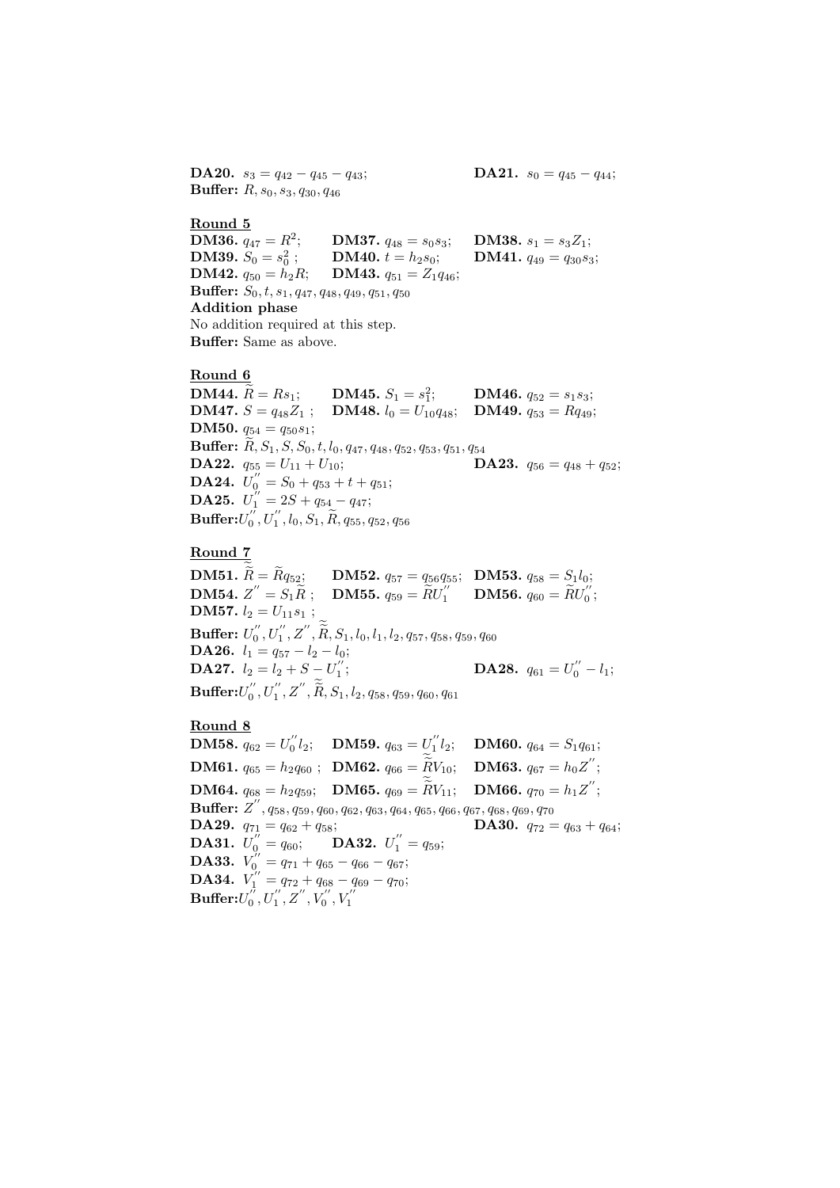**DA20.** $s_3 = q_{42} - q_{45} - q_{43}$; **DA21.** $s_0 = q_{45} - q_{44}$;
**Buffer:** $R, s_0, s_3, q_{30}, q_{46}$

**Round 5**

**DM36.** $q_{47} = R^2$; **DM37.** $q_{48} = s_0 s_3$; **DM38.** $s_1 = s_3 Z_1$;
**DM39.** $S_0 = s_0^2$ ; **DM40.** $t = h_2 s_0$; **DM41.** $q_{49} = q_{30} s_3$;
**DM42.** $q_{50} = h_2 R$; **DM43.** $q_{51} = Z_1 q_{46}$;
**Buffer:** $S_0, t, s_1, q_{47}, q_{48}, q_{49}, q_{51}, q_{50}$
**Addition phase**
No addition required at this step.
**Buffer:** Same as above.

**Round 6**

**DM44.** $\widetilde{R} = R s_1$; **DM45.** $S_1 = s_1^2$; **DM46.** $q_{52} = s_1 s_3$;
**DM47.** $S = q_{48} Z_1$ ; **DM48.** $l_0 = U_{10} q_{48}$; **DM49.** $q_{53} = R q_{49}$;
**DM50.** $q_{54} = q_{50} s_1$;
**Buffer:** $\widetilde{R}, S_1, S, S_0, t, l_0, q_{47}, q_{48}, q_{52}, q_{53}, q_{51}, q_{54}$
**DA22.** $q_{55} = U_{11} + U_{10}$; **DA23.** $q_{56} = q_{48} + q_{52}$;
**DA24.** $U_0^{''} = S_0 + q_{53} + t + q_{51}$;
**DA25.** $U_1^{''} = 2S + q_{54} - q_{47}$;
**Buffer:** $U_0^{''}, U_1^{''}, l_0, S_1, \widetilde{R}, q_{55}, q_{52}, q_{56}$

**Round 7**

**DM51.** $\widetilde{\widetilde{R}} = \widetilde{R} q_{52}$; **DM52.** $q_{57} = q_{56} q_{55}$; **DM53.** $q_{58} = S_1 l_0$;
**DM54.** $Z^{''} = S_1 \widetilde{R}$ ; **DM55.** $q_{59} = \widetilde{R} U_1^{''}$ **DM56.** $q_{60} = \widetilde{R} U_0^{''}$;
**DM57.** $l_2 = U_{11} s_1$ ;
**Buffer:** $U_0^{''}, U_1^{''}, Z^{''}, \widetilde{\widetilde{R}}, S_1, l_0, l_1, l_2, q_{57}, q_{58}, q_{59}, q_{60}$
**DA26.** $l_1 = q_{57} - l_2 - l_0$;
**DA27.** $l_2 = l_2 + S - U_1^{''}$; **DA28.** $q_{61} = U_0^{''} - l_1$;
**Buffer:** $U_0^{''}, U_1^{''}, Z^{''}, \widetilde{\widetilde{R}}, S_1, l_2, q_{58}, q_{59}, q_{60}, q_{61}$

**Round 8**

**DM58.** $q_{62} = U_0^{''} l_2$; **DM59.** $q_{63} = U_1^{''} l_2$; **DM60.** $q_{64} = S_1 q_{61}$;
**DM61.** $q_{65} = h_2 q_{60}$ ; **DM62.** $q_{66} = \widetilde{\widetilde{R}} V_{10}$; **DM63.** $q_{67} = h_0 Z^{''}$;
**DM64.** $q_{68} = h_2 q_{59}$; **DM65.** $q_{69} = \widetilde{\widetilde{R}} V_{11}$; **DM66.** $q_{70} = h_1 Z^{''}$;
**Buffer:** $Z^{''}, q_{58}, q_{59}, q_{60}, q_{62}, q_{63}, q_{64}, q_{65}, q_{66}, q_{67}, q_{68}, q_{69}, q_{70}$
**DA29.** $q_{71} = q_{62} + q_{58}$; **DA30.** $q_{72} = q_{63} + q_{64}$;
**DA31.** $U_0^{''} = q_{60}$; **DA32.** $U_1^{''} = q_{59}$;
**DA33.** $V_0^{''} = q_{71} + q_{65} - q_{66} - q_{67}$;
**DA34.** $V_1^{''} = q_{72} + q_{68} - q_{69} - q_{70}$;
**Buffer:** $U_0^{''}, U_1^{''}, Z^{''}, V_0^{''}, V_1^{''}$